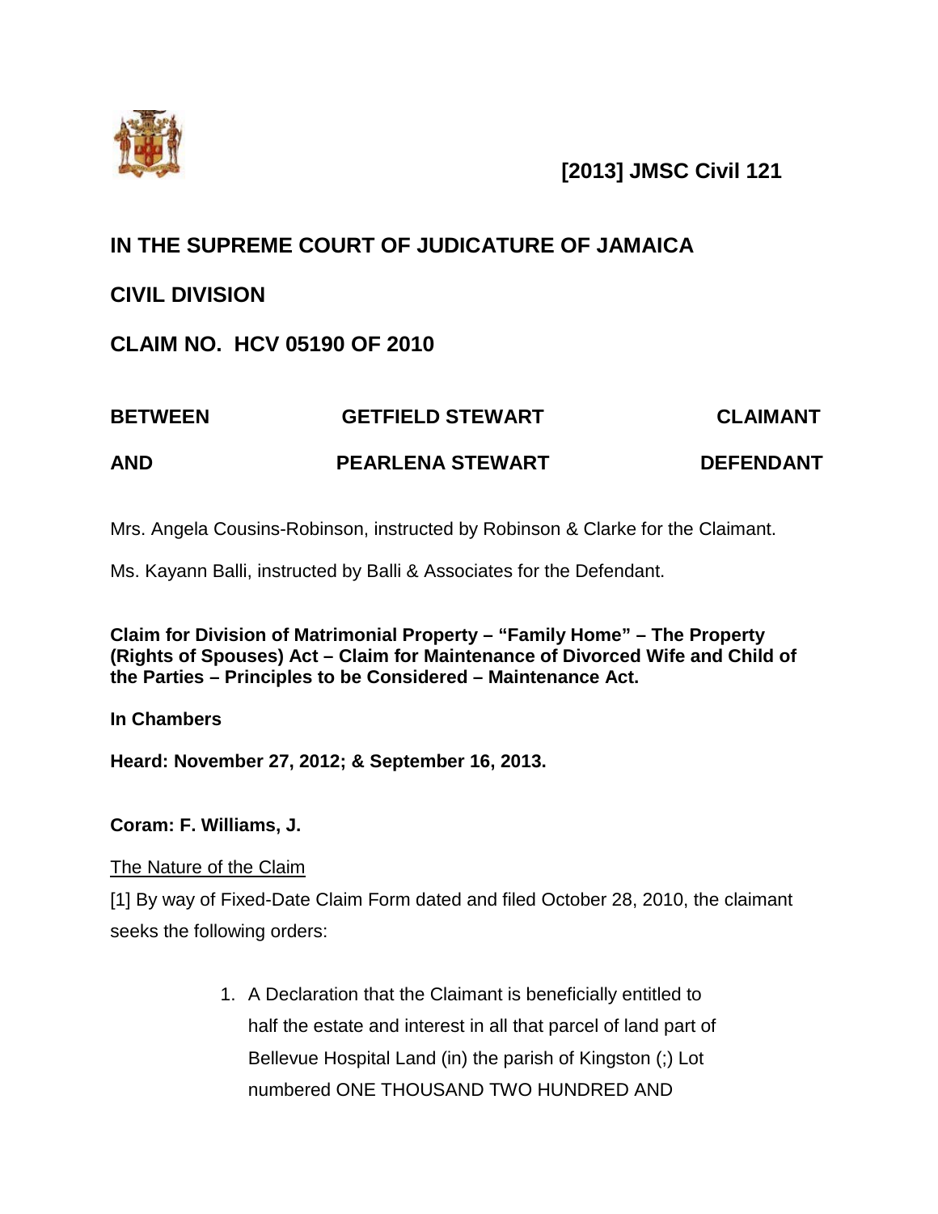**[2013] JMSC Civil 121**

**IN THE SUPREME COURT OF JUDICATURE OF JAMAICA**

**CIVIL DIVISION**

**CLAIM NO. HCV 05190 OF 2010**

| | | |
|---|---|---|
| **BETWEEN** | **GETFIELD STEWART** | **CLAIMANT** |
| **AND** | **PEARLENA STEWART** | **DEFENDANT** |

Mrs. Angela Cousins-Robinson, instructed by Robinson & Clarke for the Claimant.

Ms. Kayann Balli, instructed by Balli & Associates for the Defendant.

**Claim for Division of Matrimonial Property – "Family Home" – The Property (Rights of Spouses) Act – Claim for Maintenance of Divorced Wife and Child of the Parties – Principles to be Considered – Maintenance Act.**

**In Chambers**

**Heard: November 27, 2012; & September 16, 2013.**

**Coram: F. Williams, J.**

The Nature of the Claim

[1] By way of Fixed-Date Claim Form dated and filed October 28, 2010, the claimant seeks the following orders:

1. A Declaration that the Claimant is beneficially entitled to half the estate and interest in all that parcel of land part of Bellevue Hospital Land (in) the parish of Kingston (;) Lot numbered ONE THOUSAND TWO HUNDRED AND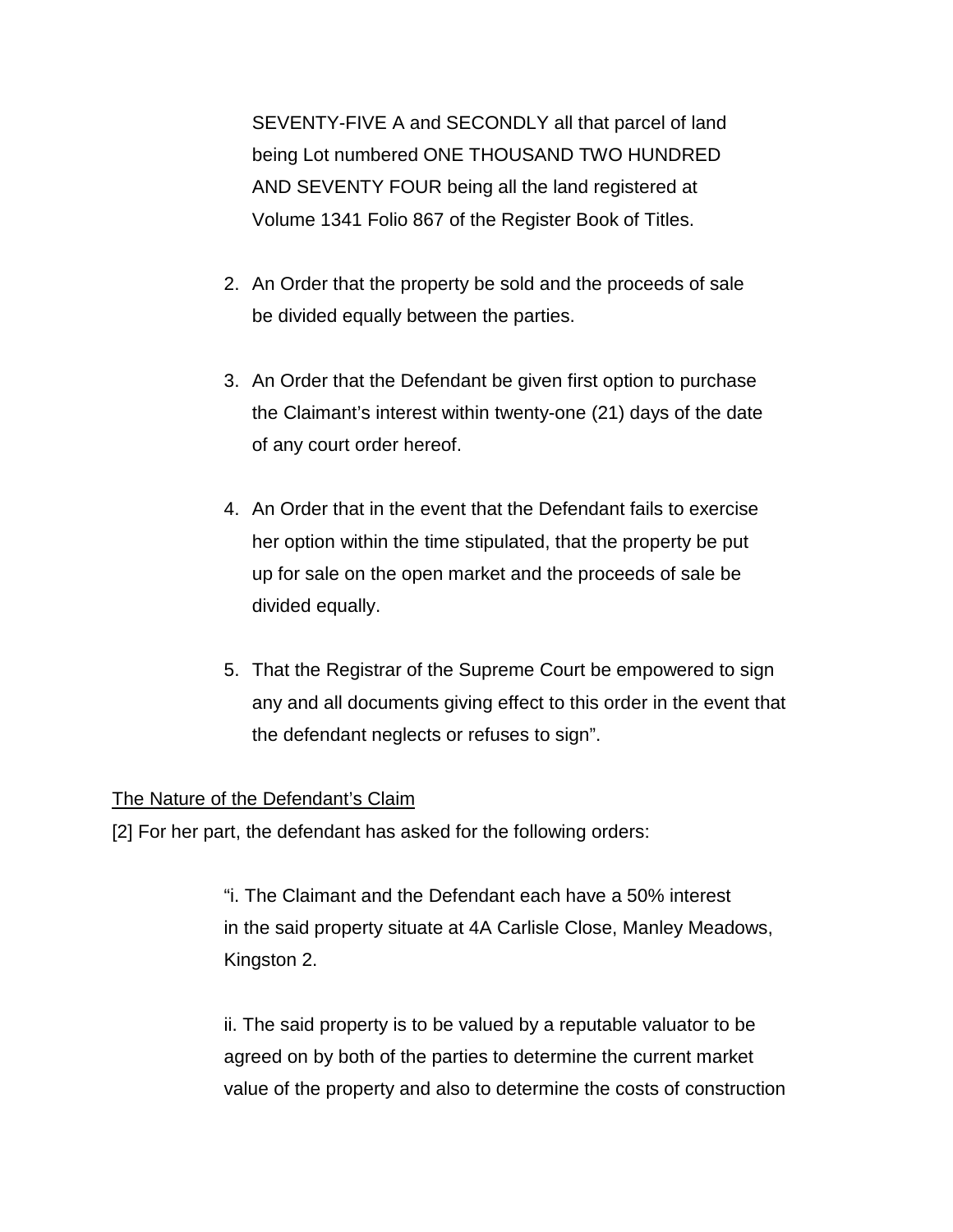SEVENTY-FIVE A and SECONDLY all that parcel of land being Lot numbered ONE THOUSAND TWO HUNDRED AND SEVENTY FOUR being all the land registered at Volume 1341 Folio 867 of the Register Book of Titles.

2. An Order that the property be sold and the proceeds of sale be divided equally between the parties.

3. An Order that the Defendant be given first option to purchase the Claimant's interest within twenty-one (21) days of the date of any court order hereof.

4. An Order that in the event that the Defendant fails to exercise her option within the time stipulated, that the property be put up for sale on the open market and the proceeds of sale be divided equally.

5. That the Registrar of the Supreme Court be empowered to sign any and all documents giving effect to this order in the event that the defendant neglects or refuses to sign".

<u>The Nature of the Defendant's Claim</u>

[2] For her part, the defendant has asked for the following orders:

> "i. The Claimant and the Defendant each have a 50% interest in the said property situate at 4A Carlisle Close, Manley Meadows, Kingston 2.
>
> ii. The said property is to be valued by a reputable valuator to be agreed on by both of the parties to determine the current market value of the property and also to determine the costs of construction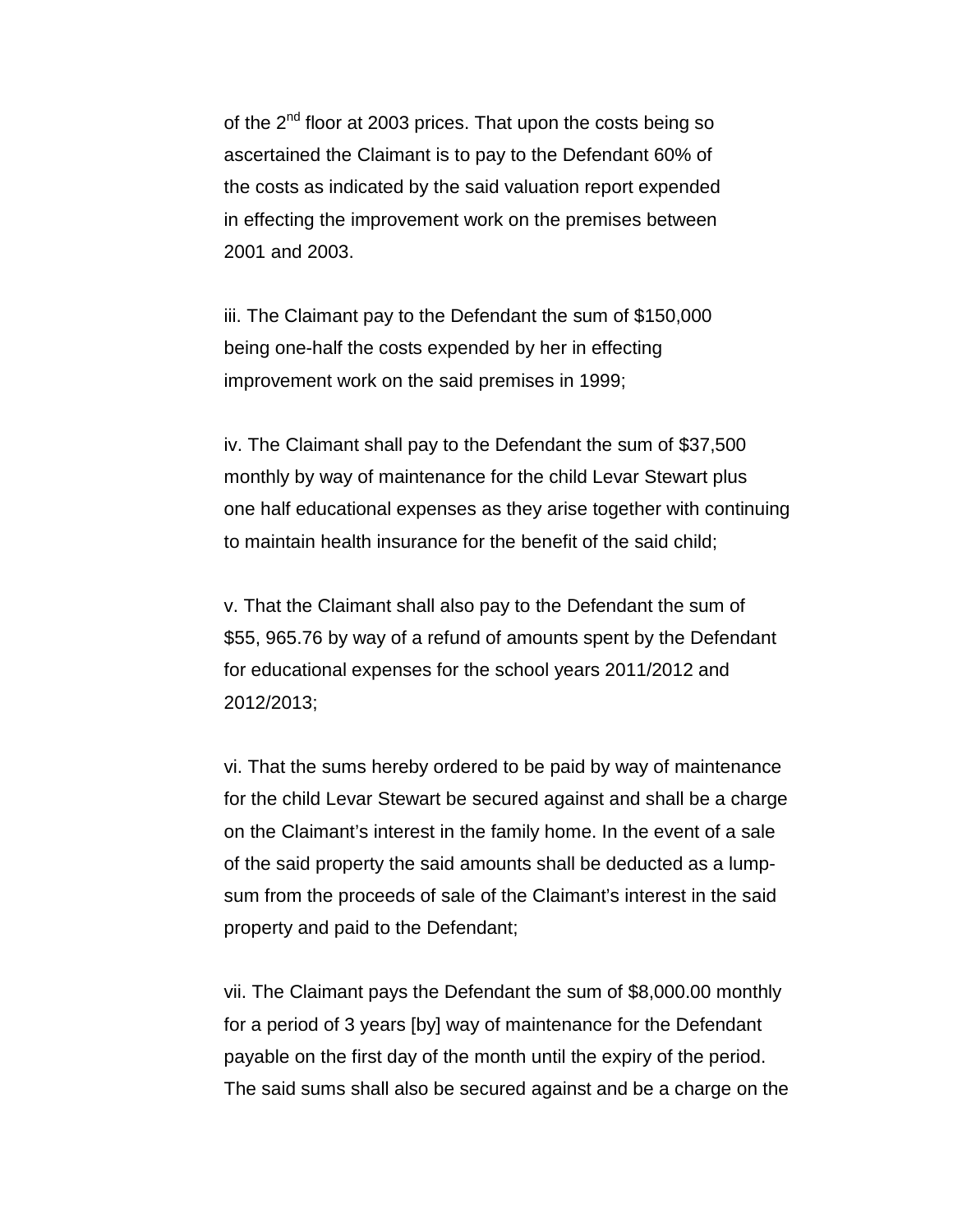of the 2nd floor at 2003 prices. That upon the costs being so ascertained the Claimant is to pay to the Defendant 60% of the costs as indicated by the said valuation report expended in effecting the improvement work on the premises between 2001 and 2003.

iii. The Claimant pay to the Defendant the sum of $150,000 being one-half the costs expended by her in effecting improvement work on the said premises in 1999;

iv. The Claimant shall pay to the Defendant the sum of $37,500 monthly by way of maintenance for the child Levar Stewart plus one half educational expenses as they arise together with continuing to maintain health insurance for the benefit of the said child;

v. That the Claimant shall also pay to the Defendant the sum of $55, 965.76 by way of a refund of amounts spent by the Defendant for educational expenses for the school years 2011/2012 and 2012/2013;

vi. That the sums hereby ordered to be paid by way of maintenance for the child Levar Stewart be secured against and shall be a charge on the Claimant's interest in the family home. In the event of a sale of the said property the said amounts shall be deducted as a lump-sum from the proceeds of sale of the Claimant's interest in the said property and paid to the Defendant;

vii. The Claimant pays the Defendant the sum of $8,000.00 monthly for a period of 3 years [by] way of maintenance for the Defendant payable on the first day of the month until the expiry of the period. The said sums shall also be secured against and be a charge on the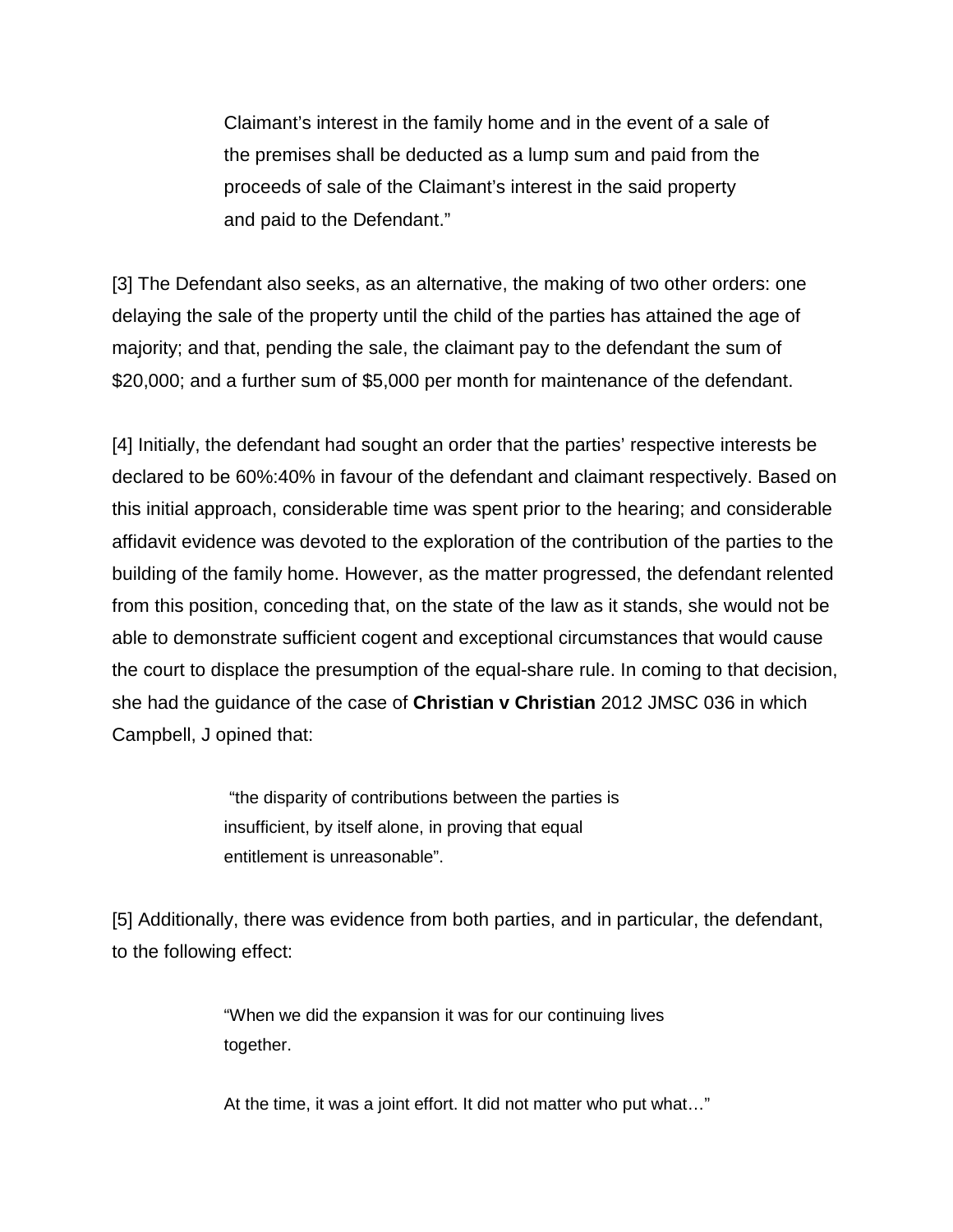> Claimant's interest in the family home and in the event of a sale of the premises shall be deducted as a lump sum and paid from the proceeds of sale of the Claimant's interest in the said property and paid to the Defendant."

[3] The Defendant also seeks, as an alternative, the making of two other orders: one delaying the sale of the property until the child of the parties has attained the age of majority; and that, pending the sale, the claimant pay to the defendant the sum of $20,000; and a further sum of $5,000 per month for maintenance of the defendant.

[4] Initially, the defendant had sought an order that the parties' respective interests be declared to be 60%:40% in favour of the defendant and claimant respectively. Based on this initial approach, considerable time was spent prior to the hearing; and considerable affidavit evidence was devoted to the exploration of the contribution of the parties to the building of the family home. However, as the matter progressed, the defendant relented from this position, conceding that, on the state of the law as it stands, she would not be able to demonstrate sufficient cogent and exceptional circumstances that would cause the court to displace the presumption of the equal-share rule. In coming to that decision, she had the guidance of the case of **Christian v Christian** 2012 JMSC 036 in which Campbell, J opined that:

> "the disparity of contributions between the parties is insufficient, by itself alone, in proving that equal entitlement is unreasonable".

[5] Additionally, there was evidence from both parties, and in particular, the defendant, to the following effect:

> "When we did the expansion it was for our continuing lives together.
>
> At the time, it was a joint effort. It did not matter who put what…"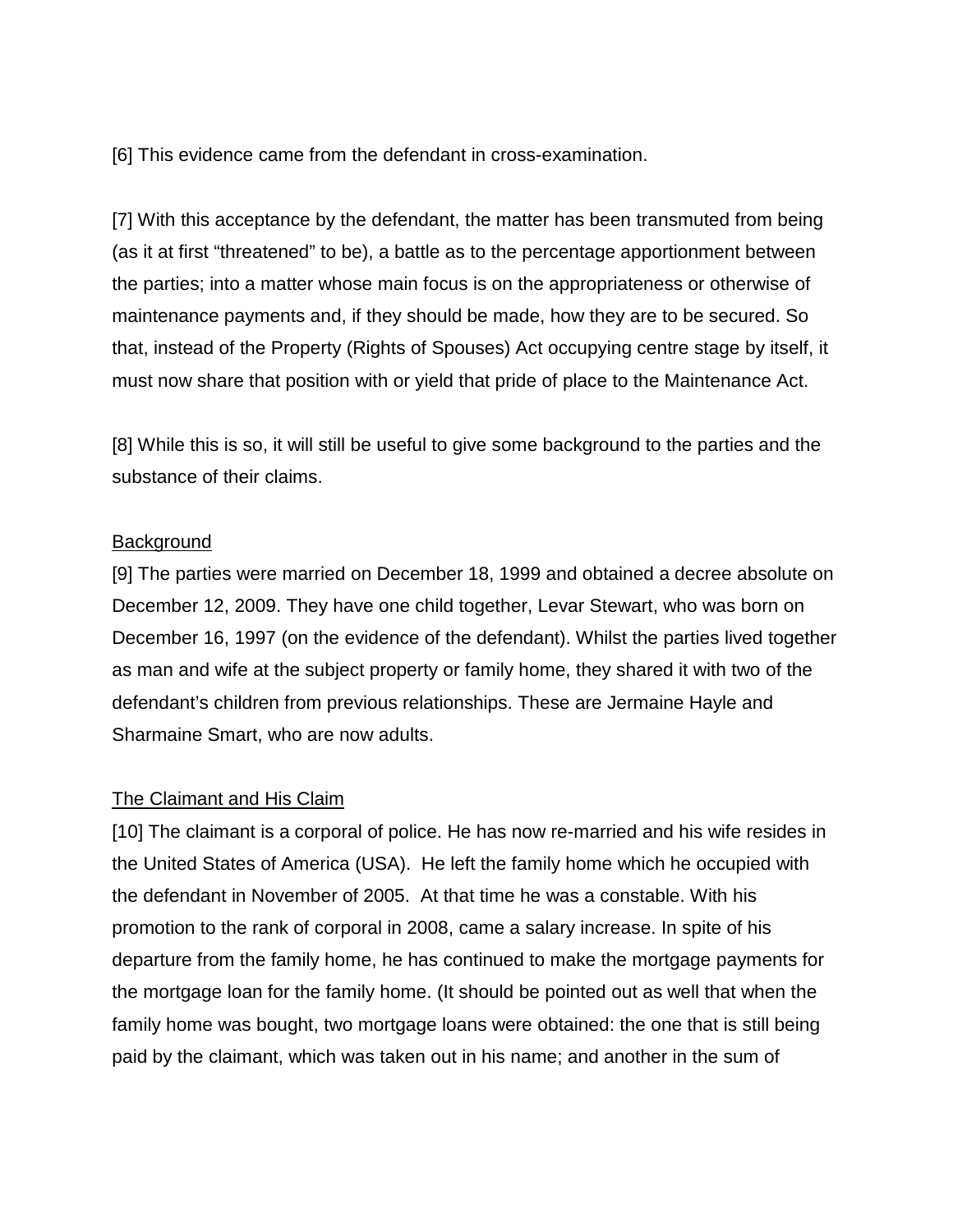[6] This evidence came from the defendant in cross-examination.

[7] With this acceptance by the defendant, the matter has been transmuted from being (as it at first "threatened" to be), a battle as to the percentage apportionment between the parties; into a matter whose main focus is on the appropriateness or otherwise of maintenance payments and, if they should be made, how they are to be secured. So that, instead of the Property (Rights of Spouses) Act occupying centre stage by itself, it must now share that position with or yield that pride of place to the Maintenance Act.

[8] While this is so, it will still be useful to give some background to the parties and the substance of their claims.

<u>Background</u>

[9] The parties were married on December 18, 1999 and obtained a decree absolute on December 12, 2009. They have one child together, Levar Stewart, who was born on December 16, 1997 (on the evidence of the defendant). Whilst the parties lived together as man and wife at the subject property or family home, they shared it with two of the defendant's children from previous relationships. These are Jermaine Hayle and Sharmaine Smart, who are now adults.

<u>The Claimant and His Claim</u>

[10] The claimant is a corporal of police. He has now re-married and his wife resides in the United States of America (USA). He left the family home which he occupied with the defendant in November of 2005. At that time he was a constable. With his promotion to the rank of corporal in 2008, came a salary increase. In spite of his departure from the family home, he has continued to make the mortgage payments for the mortgage loan for the family home. (It should be pointed out as well that when the family home was bought, two mortgage loans were obtained: the one that is still being paid by the claimant, which was taken out in his name; and another in the sum of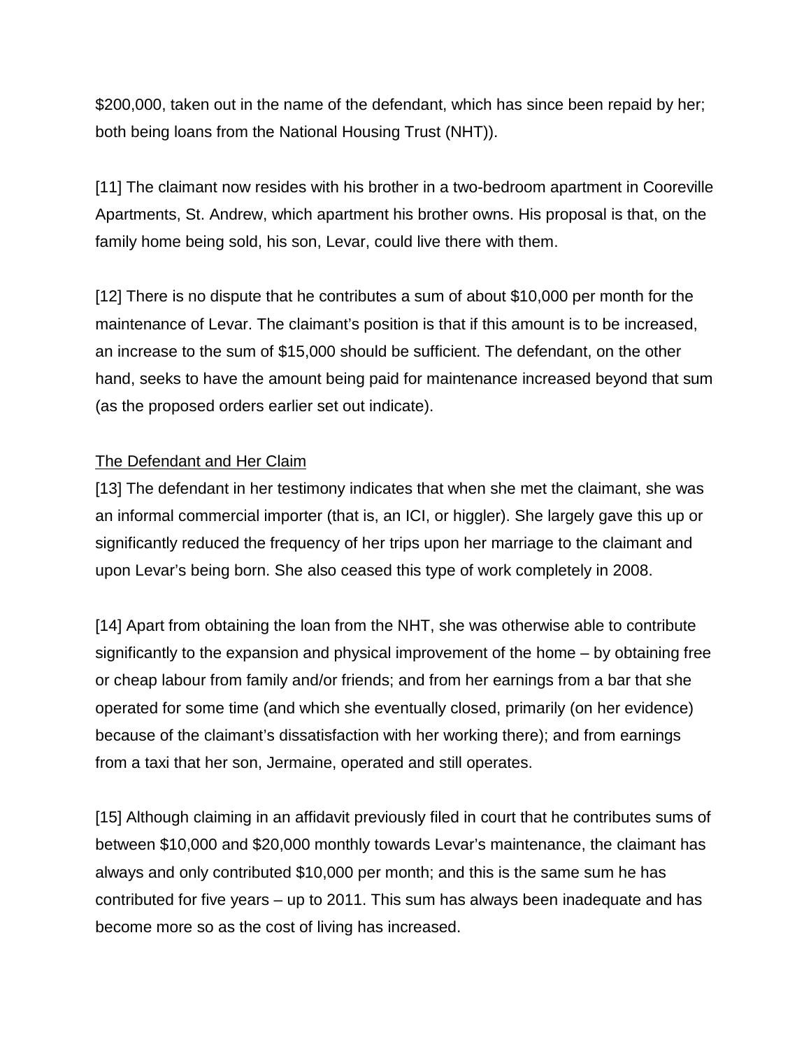$200,000, taken out in the name of the defendant, which has since been repaid by her; both being loans from the National Housing Trust (NHT)).

[11] The claimant now resides with his brother in a two-bedroom apartment in Cooreville Apartments, St. Andrew, which apartment his brother owns. His proposal is that, on the family home being sold, his son, Levar, could live there with them.

[12] There is no dispute that he contributes a sum of about $10,000 per month for the maintenance of Levar. The claimant's position is that if this amount is to be increased, an increase to the sum of $15,000 should be sufficient. The defendant, on the other hand, seeks to have the amount being paid for maintenance increased beyond that sum (as the proposed orders earlier set out indicate).

<u>The Defendant and Her Claim</u>

[13] The defendant in her testimony indicates that when she met the claimant, she was an informal commercial importer (that is, an ICI, or higgler). She largely gave this up or significantly reduced the frequency of her trips upon her marriage to the claimant and upon Levar's being born. She also ceased this type of work completely in 2008.

[14] Apart from obtaining the loan from the NHT, she was otherwise able to contribute significantly to the expansion and physical improvement of the home – by obtaining free or cheap labour from family and/or friends; and from her earnings from a bar that she operated for some time (and which she eventually closed, primarily (on her evidence) because of the claimant's dissatisfaction with her working there); and from earnings from a taxi that her son, Jermaine, operated and still operates.

[15] Although claiming in an affidavit previously filed in court that he contributes sums of between $10,000 and $20,000 monthly towards Levar's maintenance, the claimant has always and only contributed $10,000 per month; and this is the same sum he has contributed for five years – up to 2011. This sum has always been inadequate and has become more so as the cost of living has increased.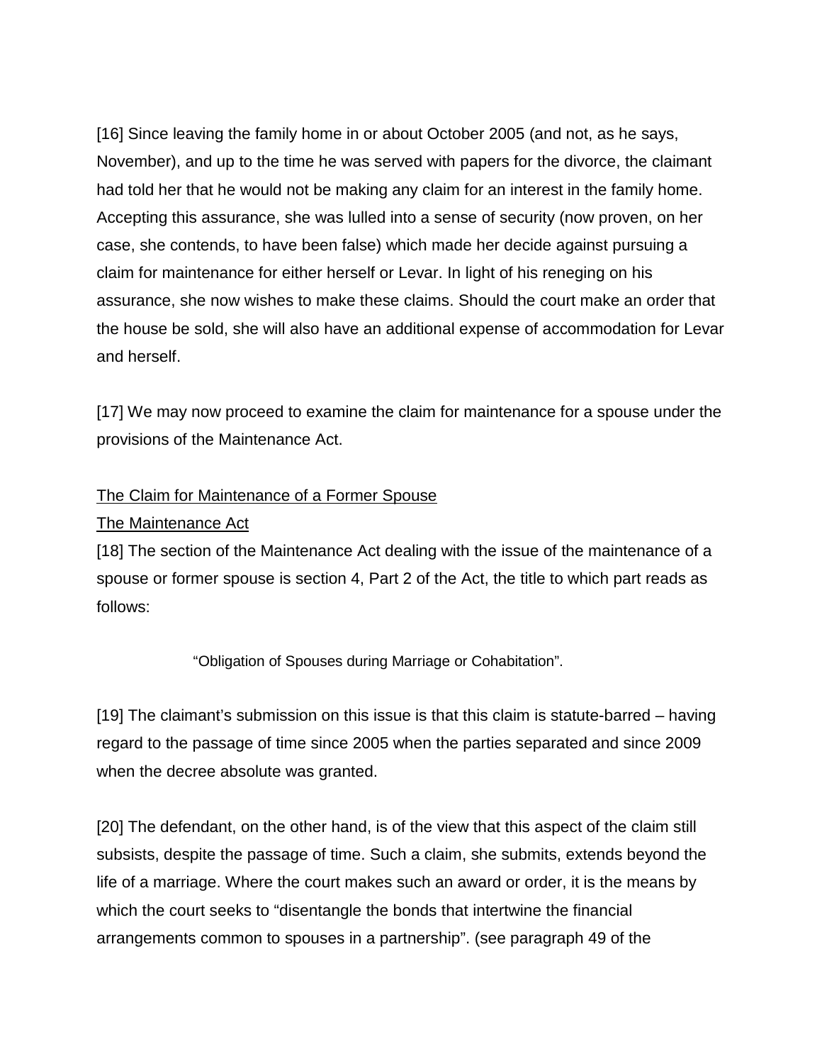[16] Since leaving the family home in or about October 2005 (and not, as he says, November), and up to the time he was served with papers for the divorce, the claimant had told her that he would not be making any claim for an interest in the family home. Accepting this assurance, she was lulled into a sense of security (now proven, on her case, she contends, to have been false) which made her decide against pursuing a claim for maintenance for either herself or Levar. In light of his reneging on his assurance, she now wishes to make these claims. Should the court make an order that the house be sold, she will also have an additional expense of accommodation for Levar and herself.

[17] We may now proceed to examine the claim for maintenance for a spouse under the provisions of the Maintenance Act.

<u>The Claim for Maintenance of a Former Spouse</u>

<u>The Maintenance Act</u>

[18] The section of the Maintenance Act dealing with the issue of the maintenance of a spouse or former spouse is section 4, Part 2 of the Act, the title to which part reads as follows:

> "Obligation of Spouses during Marriage or Cohabitation".

[19] The claimant's submission on this issue is that this claim is statute-barred – having regard to the passage of time since 2005 when the parties separated and since 2009 when the decree absolute was granted.

[20] The defendant, on the other hand, is of the view that this aspect of the claim still subsists, despite the passage of time. Such a claim, she submits, extends beyond the life of a marriage. Where the court makes such an award or order, it is the means by which the court seeks to "disentangle the bonds that intertwine the financial arrangements common to spouses in a partnership". (see paragraph 49 of the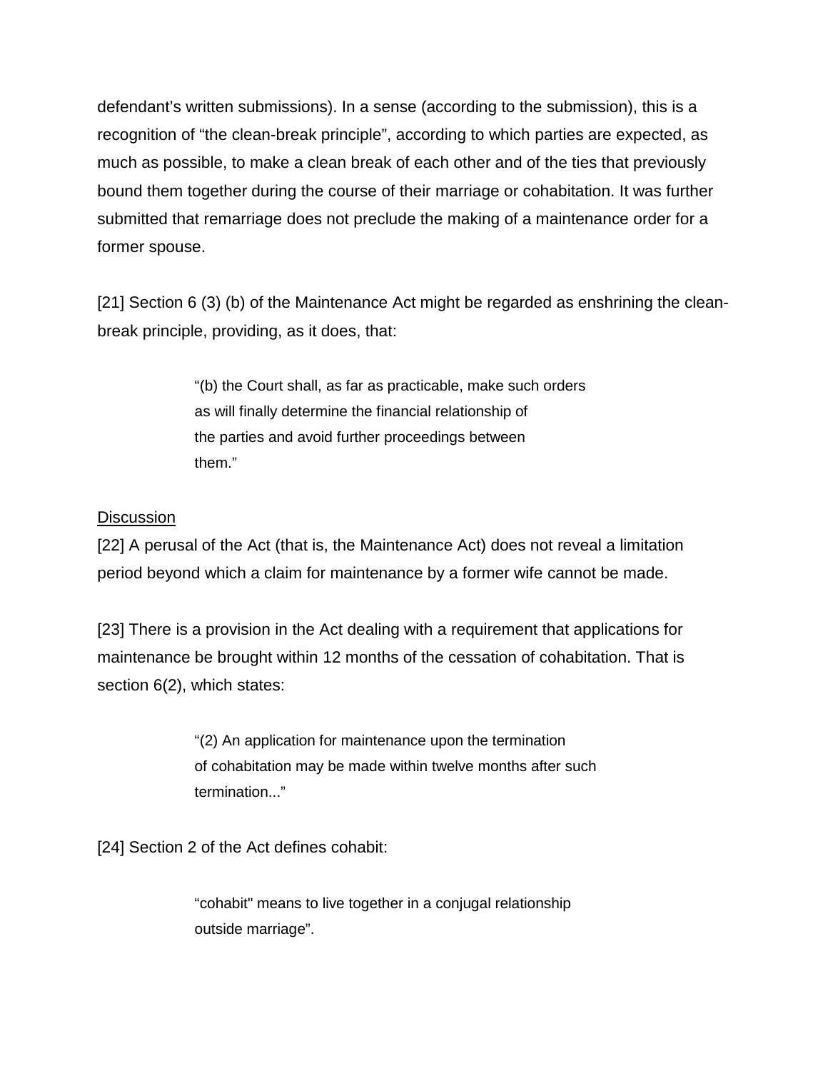defendant's written submissions). In a sense (according to the submission), this is a recognition of "the clean-break principle", according to which parties are expected, as much as possible, to make a clean break of each other and of the ties that previously bound them together during the course of their marriage or cohabitation. It was further submitted that remarriage does not preclude the making of a maintenance order for a former spouse.

[21] Section 6 (3) (b) of the Maintenance Act might be regarded as enshrining the clean-break principle, providing, as it does, that:

> "(b) the Court shall, as far as practicable, make such orders as will finally determine the financial relationship of the parties and avoid further proceedings between them."

<u>Discussion</u>

[22] A perusal of the Act (that is, the Maintenance Act) does not reveal a limitation period beyond which a claim for maintenance by a former wife cannot be made.

[23] There is a provision in the Act dealing with a requirement that applications for maintenance be brought within 12 months of the cessation of cohabitation. That is section 6(2), which states:

> "(2) An application for maintenance upon the termination of cohabitation may be made within twelve months after such termination..."

[24] Section 2 of the Act defines cohabit:

> "cohabit" means to live together in a conjugal relationship outside marriage".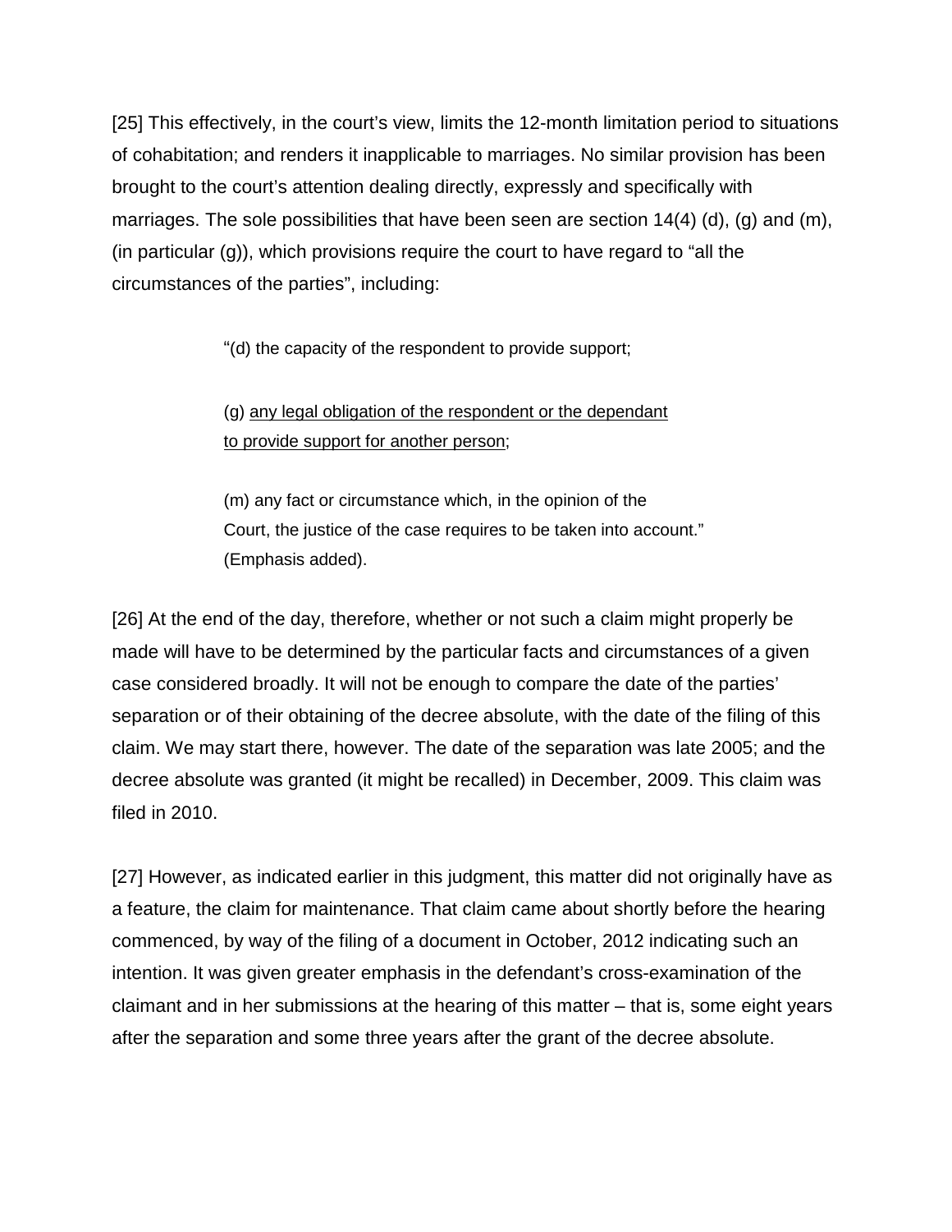[25] This effectively, in the court's view, limits the 12-month limitation period to situations of cohabitation; and renders it inapplicable to marriages. No similar provision has been brought to the court's attention dealing directly, expressly and specifically with marriages. The sole possibilities that have been seen are section 14(4) (d), (g) and (m), (in particular (g)), which provisions require the court to have regard to "all the circumstances of the parties", including:

> "(d) the capacity of the respondent to provide support;
>
> (g) <u>any legal obligation of the respondent or the dependant to provide support for another person</u>;
>
> (m) any fact or circumstance which, in the opinion of the Court, the justice of the case requires to be taken into account." (Emphasis added).

[26] At the end of the day, therefore, whether or not such a claim might properly be made will have to be determined by the particular facts and circumstances of a given case considered broadly. It will not be enough to compare the date of the parties' separation or of their obtaining of the decree absolute, with the date of the filing of this claim. We may start there, however. The date of the separation was late 2005; and the decree absolute was granted (it might be recalled) in December, 2009. This claim was filed in 2010.

[27] However, as indicated earlier in this judgment, this matter did not originally have as a feature, the claim for maintenance. That claim came about shortly before the hearing commenced, by way of the filing of a document in October, 2012 indicating such an intention. It was given greater emphasis in the defendant's cross-examination of the claimant and in her submissions at the hearing of this matter – that is, some eight years after the separation and some three years after the grant of the decree absolute.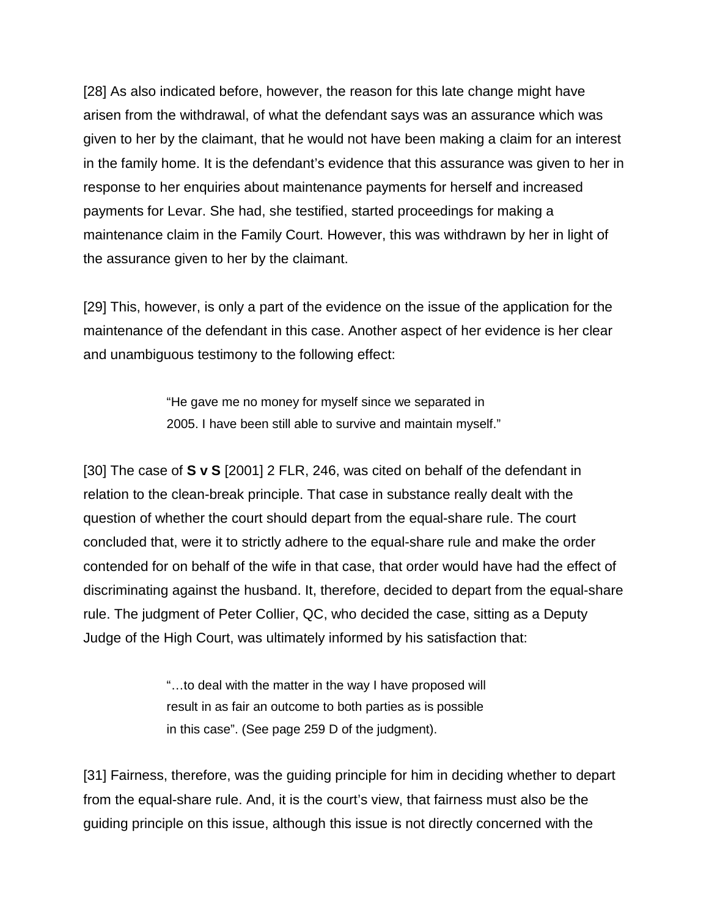[28] As also indicated before, however, the reason for this late change might have arisen from the withdrawal, of what the defendant says was an assurance which was given to her by the claimant, that he would not have been making a claim for an interest in the family home. It is the defendant's evidence that this assurance was given to her in response to her enquiries about maintenance payments for herself and increased payments for Levar. She had, she testified, started proceedings for making a maintenance claim in the Family Court. However, this was withdrawn by her in light of the assurance given to her by the claimant.

[29] This, however, is only a part of the evidence on the issue of the application for the maintenance of the defendant in this case. Another aspect of her evidence is her clear and unambiguous testimony to the following effect:

> "He gave me no money for myself since we separated in 2005. I have been still able to survive and maintain myself."

[30] The case of **S v S** [2001] 2 FLR, 246, was cited on behalf of the defendant in relation to the clean-break principle. That case in substance really dealt with the question of whether the court should depart from the equal-share rule. The court concluded that, were it to strictly adhere to the equal-share rule and make the order contended for on behalf of the wife in that case, that order would have had the effect of discriminating against the husband. It, therefore, decided to depart from the equal-share rule. The judgment of Peter Collier, QC, who decided the case, sitting as a Deputy Judge of the High Court, was ultimately informed by his satisfaction that:

> "…to deal with the matter in the way I have proposed will result in as fair an outcome to both parties as is possible in this case". (See page 259 D of the judgment).

[31] Fairness, therefore, was the guiding principle for him in deciding whether to depart from the equal-share rule. And, it is the court's view, that fairness must also be the guiding principle on this issue, although this issue is not directly concerned with the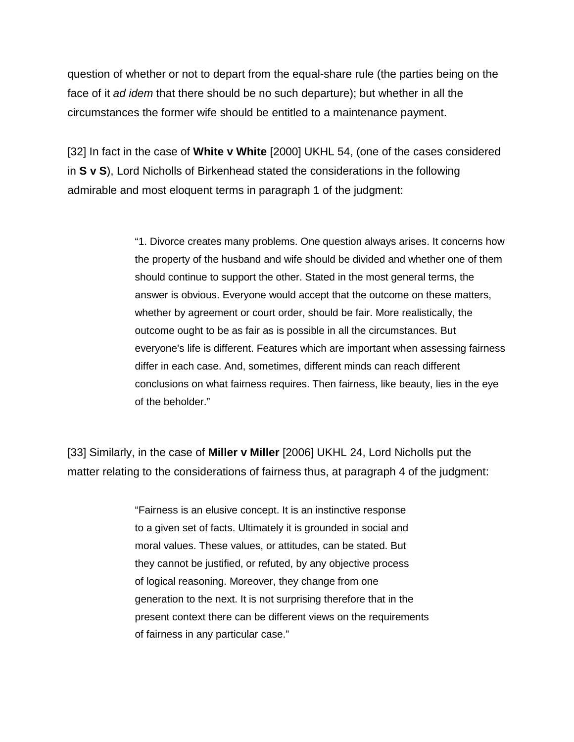question of whether or not to depart from the equal-share rule (the parties being on the face of it *ad idem* that there should be no such departure); but whether in all the circumstances the former wife should be entitled to a maintenance payment.

[32] In fact in the case of **White v White** [2000] UKHL 54, (one of the cases considered in **S v S**), Lord Nicholls of Birkenhead stated the considerations in the following admirable and most eloquent terms in paragraph 1 of the judgment:

> "1. Divorce creates many problems. One question always arises. It concerns how the property of the husband and wife should be divided and whether one of them should continue to support the other. Stated in the most general terms, the answer is obvious. Everyone would accept that the outcome on these matters, whether by agreement or court order, should be fair. More realistically, the outcome ought to be as fair as is possible in all the circumstances. But everyone's life is different. Features which are important when assessing fairness differ in each case. And, sometimes, different minds can reach different conclusions on what fairness requires. Then fairness, like beauty, lies in the eye of the beholder."

[33] Similarly, in the case of **Miller v Miller** [2006] UKHL 24, Lord Nicholls put the matter relating to the considerations of fairness thus, at paragraph 4 of the judgment:

> "Fairness is an elusive concept. It is an instinctive response to a given set of facts. Ultimately it is grounded in social and moral values. These values, or attitudes, can be stated. But they cannot be justified, or refuted, by any objective process of logical reasoning. Moreover, they change from one generation to the next. It is not surprising therefore that in the present context there can be different views on the requirements of fairness in any particular case."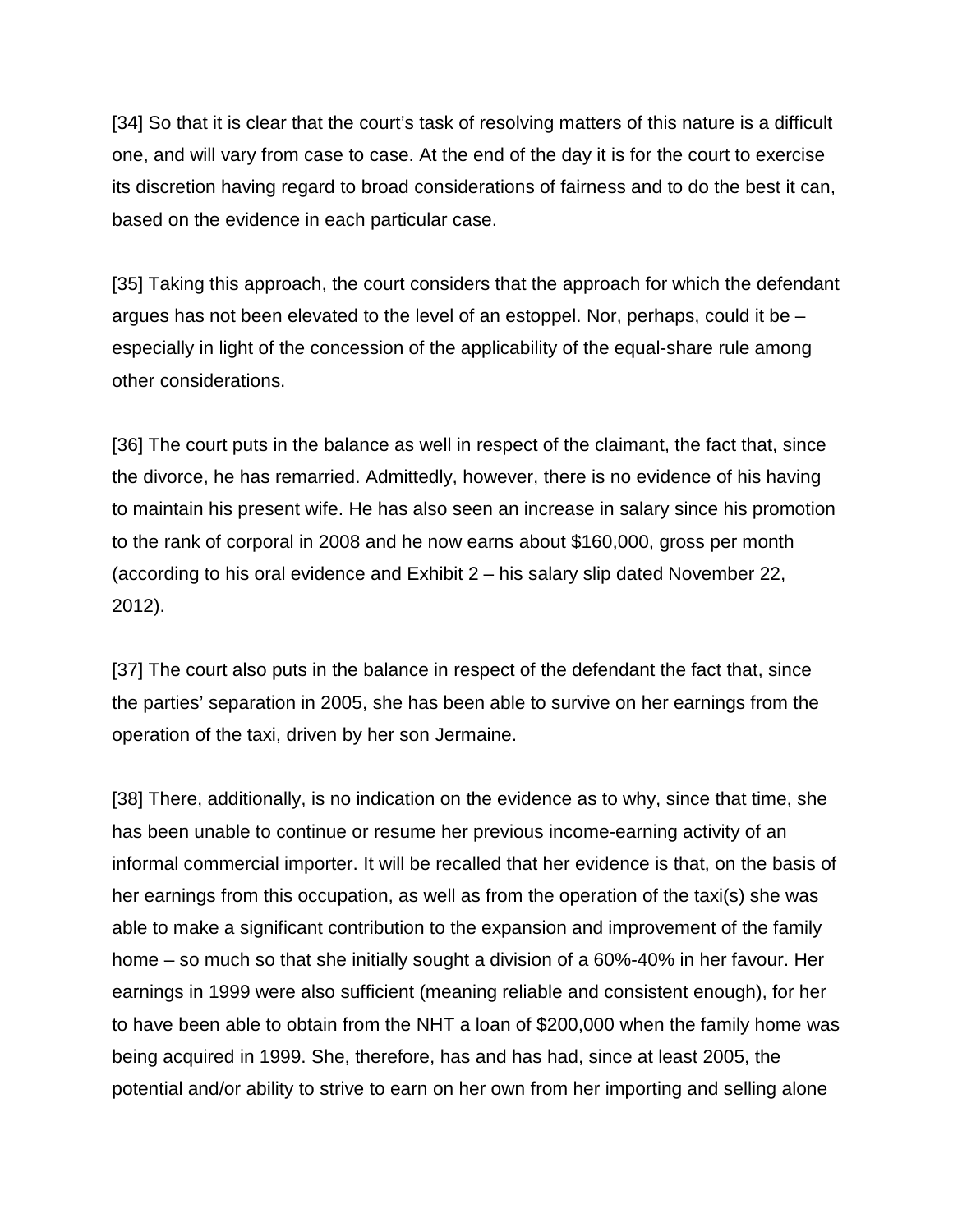[34] So that it is clear that the court's task of resolving matters of this nature is a difficult one, and will vary from case to case. At the end of the day it is for the court to exercise its discretion having regard to broad considerations of fairness and to do the best it can, based on the evidence in each particular case.

[35] Taking this approach, the court considers that the approach for which the defendant argues has not been elevated to the level of an estoppel. Nor, perhaps, could it be – especially in light of the concession of the applicability of the equal-share rule among other considerations.

[36] The court puts in the balance as well in respect of the claimant, the fact that, since the divorce, he has remarried. Admittedly, however, there is no evidence of his having to maintain his present wife. He has also seen an increase in salary since his promotion to the rank of corporal in 2008 and he now earns about $160,000, gross per month (according to his oral evidence and Exhibit 2 – his salary slip dated November 22, 2012).

[37] The court also puts in the balance in respect of the defendant the fact that, since the parties' separation in 2005, she has been able to survive on her earnings from the operation of the taxi, driven by her son Jermaine.

[38] There, additionally, is no indication on the evidence as to why, since that time, she has been unable to continue or resume her previous income-earning activity of an informal commercial importer. It will be recalled that her evidence is that, on the basis of her earnings from this occupation, as well as from the operation of the taxi(s) she was able to make a significant contribution to the expansion and improvement of the family home – so much so that she initially sought a division of a 60%-40% in her favour. Her earnings in 1999 were also sufficient (meaning reliable and consistent enough), for her to have been able to obtain from the NHT a loan of $200,000 when the family home was being acquired in 1999. She, therefore, has and has had, since at least 2005, the potential and/or ability to strive to earn on her own from her importing and selling alone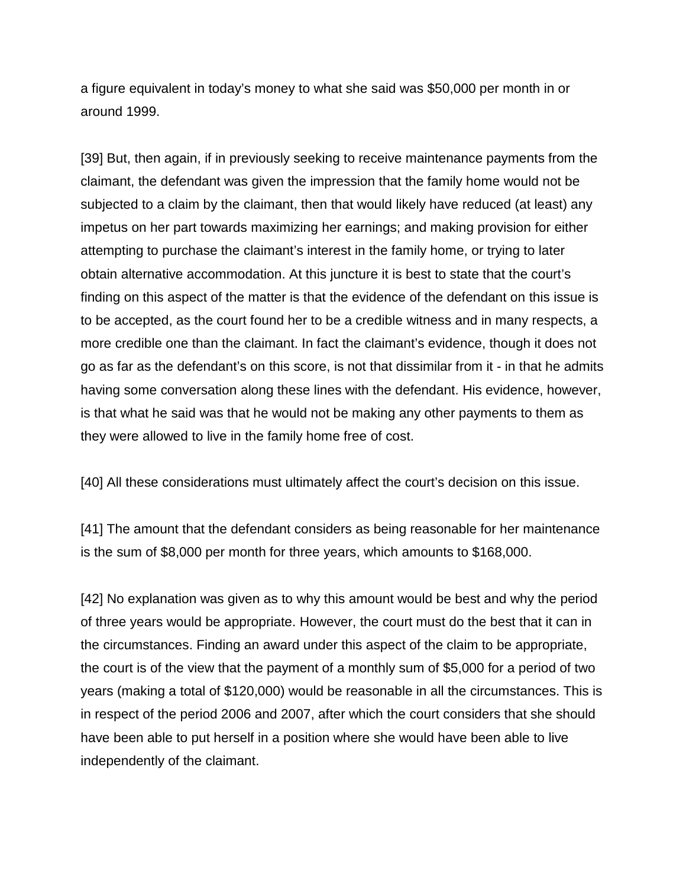a figure equivalent in today's money to what she said was $50,000 per month in or around 1999.

[39] But, then again, if in previously seeking to receive maintenance payments from the claimant, the defendant was given the impression that the family home would not be subjected to a claim by the claimant, then that would likely have reduced (at least) any impetus on her part towards maximizing her earnings; and making provision for either attempting to purchase the claimant's interest in the family home, or trying to later obtain alternative accommodation. At this juncture it is best to state that the court's finding on this aspect of the matter is that the evidence of the defendant on this issue is to be accepted, as the court found her to be a credible witness and in many respects, a more credible one than the claimant. In fact the claimant's evidence, though it does not go as far as the defendant's on this score, is not that dissimilar from it - in that he admits having some conversation along these lines with the defendant. His evidence, however, is that what he said was that he would not be making any other payments to them as they were allowed to live in the family home free of cost.

[40] All these considerations must ultimately affect the court's decision on this issue.

[41] The amount that the defendant considers as being reasonable for her maintenance is the sum of $8,000 per month for three years, which amounts to $168,000.

[42] No explanation was given as to why this amount would be best and why the period of three years would be appropriate. However, the court must do the best that it can in the circumstances. Finding an award under this aspect of the claim to be appropriate, the court is of the view that the payment of a monthly sum of $5,000 for a period of two years (making a total of $120,000) would be reasonable in all the circumstances. This is in respect of the period 2006 and 2007, after which the court considers that she should have been able to put herself in a position where she would have been able to live independently of the claimant.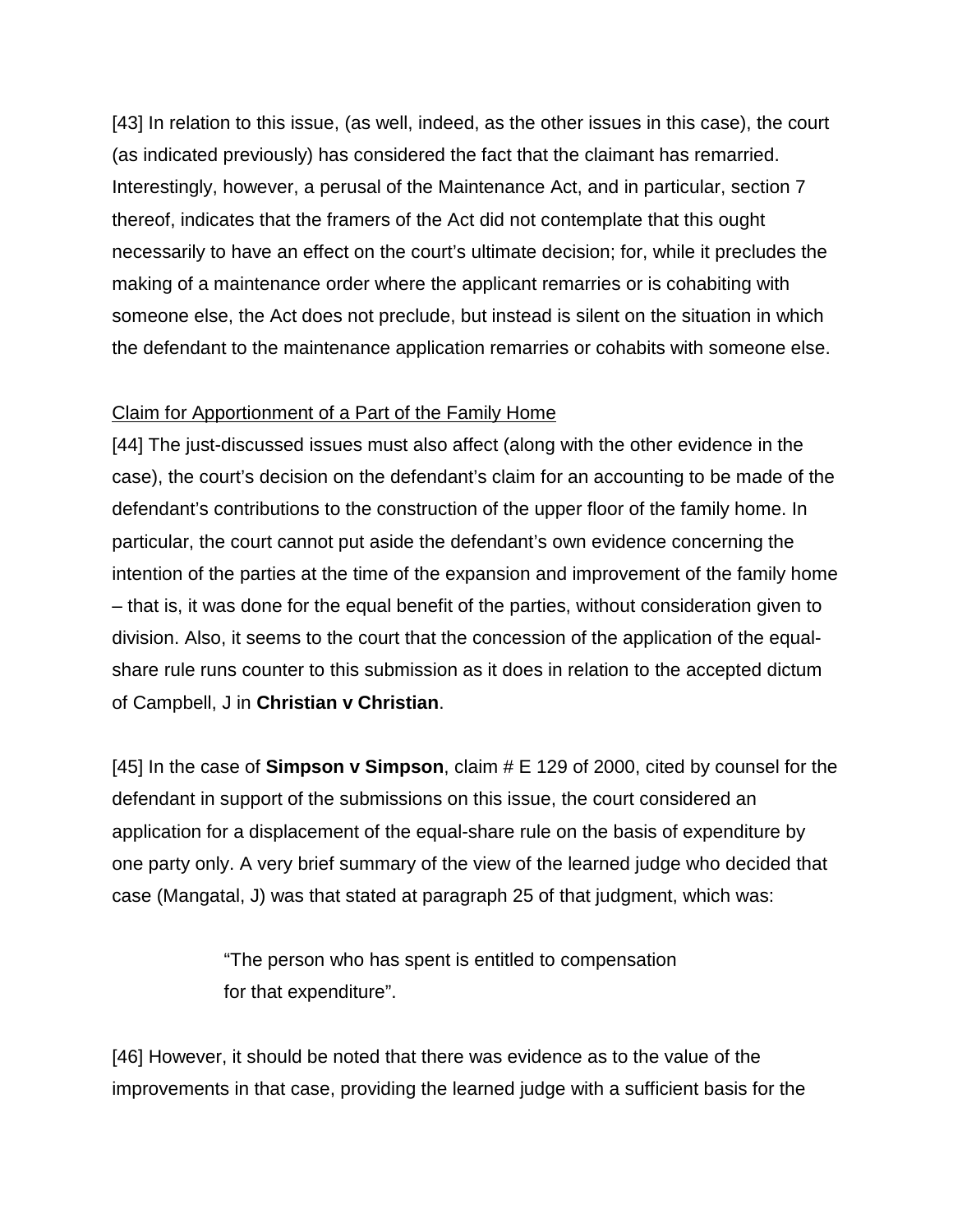[43] In relation to this issue, (as well, indeed, as the other issues in this case), the court (as indicated previously) has considered the fact that the claimant has remarried. Interestingly, however, a perusal of the Maintenance Act, and in particular, section 7 thereof, indicates that the framers of the Act did not contemplate that this ought necessarily to have an effect on the court's ultimate decision; for, while it precludes the making of a maintenance order where the applicant remarries or is cohabiting with someone else, the Act does not preclude, but instead is silent on the situation in which the defendant to the maintenance application remarries or cohabits with someone else.

<u>Claim for Apportionment of a Part of the Family Home</u>

[44] The just-discussed issues must also affect (along with the other evidence in the case), the court's decision on the defendant's claim for an accounting to be made of the defendant's contributions to the construction of the upper floor of the family home. In particular, the court cannot put aside the defendant's own evidence concerning the intention of the parties at the time of the expansion and improvement of the family home – that is, it was done for the equal benefit of the parties, without consideration given to division. Also, it seems to the court that the concession of the application of the equal-share rule runs counter to this submission as it does in relation to the accepted dictum of Campbell, J in **Christian v Christian**.

[45] In the case of **Simpson v Simpson**, claim # E 129 of 2000, cited by counsel for the defendant in support of the submissions on this issue, the court considered an application for a displacement of the equal-share rule on the basis of expenditure by one party only. A very brief summary of the view of the learned judge who decided that case (Mangatal, J) was that stated at paragraph 25 of that judgment, which was:

> "The person who has spent is entitled to compensation for that expenditure".

[46] However, it should be noted that there was evidence as to the value of the improvements in that case, providing the learned judge with a sufficient basis for the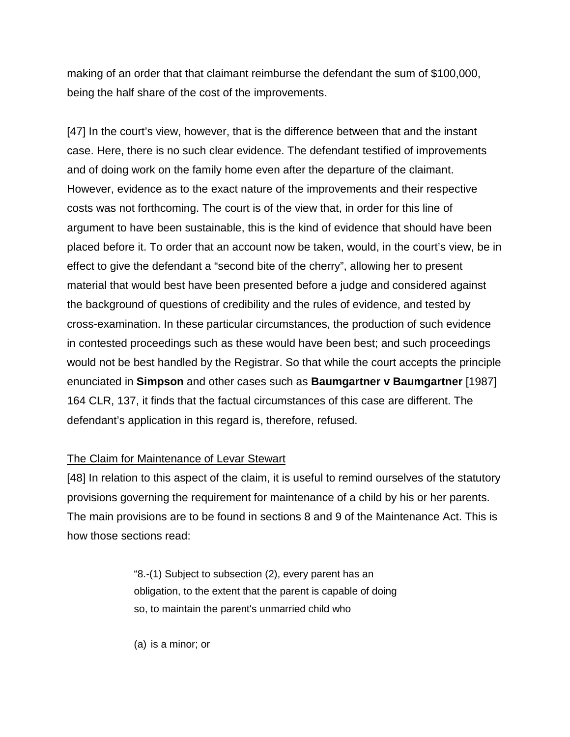making of an order that that claimant reimburse the defendant the sum of $100,000, being the half share of the cost of the improvements.

[47] In the court's view, however, that is the difference between that and the instant case. Here, there is no such clear evidence. The defendant testified of improvements and of doing work on the family home even after the departure of the claimant. However, evidence as to the exact nature of the improvements and their respective costs was not forthcoming. The court is of the view that, in order for this line of argument to have been sustainable, this is the kind of evidence that should have been placed before it. To order that an account now be taken, would, in the court's view, be in effect to give the defendant a "second bite of the cherry", allowing her to present material that would best have been presented before a judge and considered against the background of questions of credibility and the rules of evidence, and tested by cross-examination. In these particular circumstances, the production of such evidence in contested proceedings such as these would have been best; and such proceedings would not be best handled by the Registrar. So that while the court accepts the principle enunciated in **Simpson** and other cases such as **Baumgartner v Baumgartner** [1987] 164 CLR, 137, it finds that the factual circumstances of this case are different. The defendant's application in this regard is, therefore, refused.

<u>The Claim for Maintenance of Levar Stewart</u>

[48] In relation to this aspect of the claim, it is useful to remind ourselves of the statutory provisions governing the requirement for maintenance of a child by his or her parents. The main provisions are to be found in sections 8 and 9 of the Maintenance Act. This is how those sections read:

> "8.-(1) Subject to subsection (2), every parent has an obligation, to the extent that the parent is capable of doing so, to maintain the parent's unmarried child who
>
> (a) is a minor; or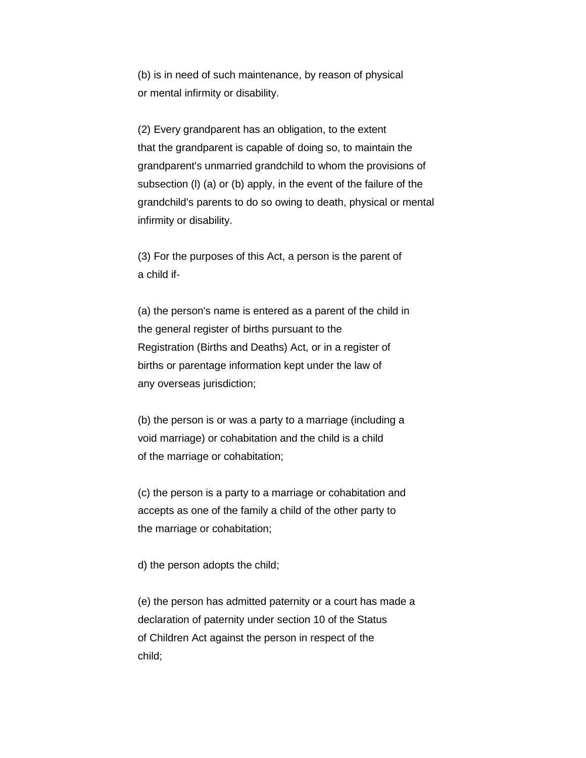(b) is in need of such maintenance, by reason of physical or mental infirmity or disability.

(2) Every grandparent has an obligation, to the extent that the grandparent is capable of doing so, to maintain the grandparent's unmarried grandchild to whom the provisions of subsection (l) (a) or (b) apply, in the event of the failure of the grandchild's parents to do so owing to death, physical or mental infirmity or disability.

(3) For the purposes of this Act, a person is the parent of a child if-

(a) the person's name is entered as a parent of the child in the general register of births pursuant to the Registration (Births and Deaths) Act, or in a register of births or parentage information kept under the law of any overseas jurisdiction;

(b) the person is or was a party to a marriage (including a void marriage) or cohabitation and the child is a child of the marriage or cohabitation;

(c) the person is a party to a marriage or cohabitation and accepts as one of the family a child of the other party to the marriage or cohabitation;

d) the person adopts the child;

(e) the person has admitted paternity or a court has made a declaration of paternity under section 10 of the Status of Children Act against the person in respect of the child;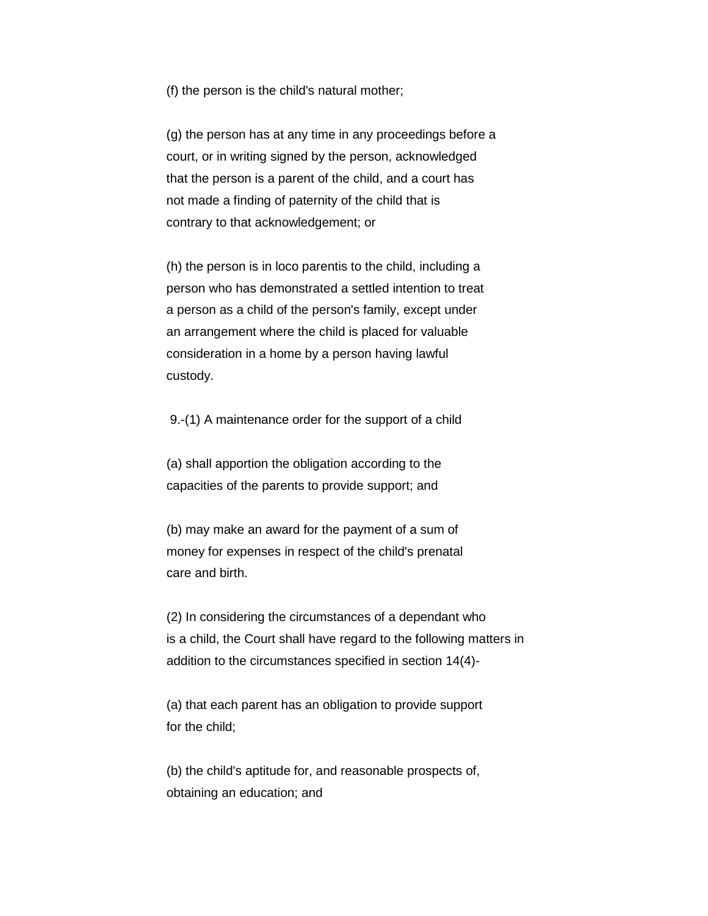(f) the person is the child's natural mother;

(g) the person has at any time in any proceedings before a court, or in writing signed by the person, acknowledged that the person is a parent of the child, and a court has not made a finding of paternity of the child that is contrary to that acknowledgement; or

(h) the person is in loco parentis to the child, including a person who has demonstrated a settled intention to treat a person as a child of the person's family, except under an arrangement where the child is placed for valuable consideration in a home by a person having lawful custody.

9.-(1) A maintenance order for the support of a child

(a) shall apportion the obligation according to the capacities of the parents to provide support; and

(b) may make an award for the payment of a sum of money for expenses in respect of the child's prenatal care and birth.

(2) In considering the circumstances of a dependant who is a child, the Court shall have regard to the following matters in addition to the circumstances specified in section 14(4)-

(a) that each parent has an obligation to provide support for the child;

(b) the child's aptitude for, and reasonable prospects of, obtaining an education; and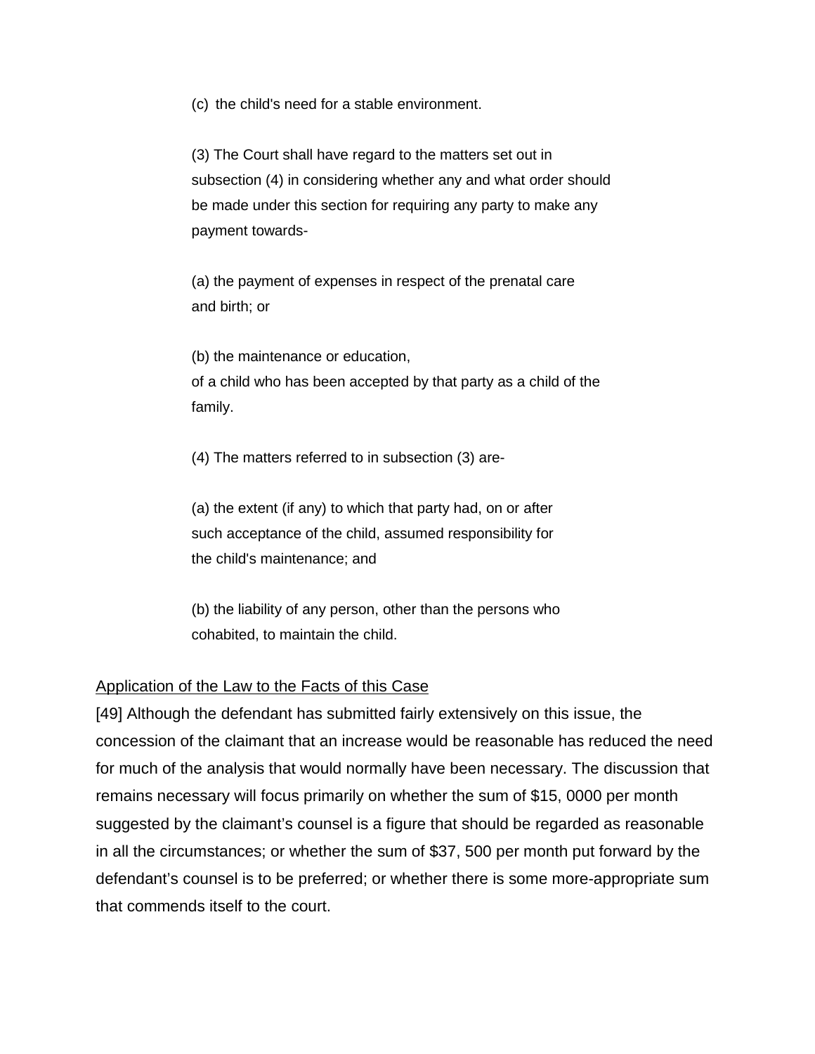(c) the child's need for a stable environment.

(3) The Court shall have regard to the matters set out in subsection (4) in considering whether any and what order should be made under this section for requiring any party to make any payment towards-

(a) the payment of expenses in respect of the prenatal care and birth; or

(b) the maintenance or education,
of a child who has been accepted by that party as a child of the family.

(4) The matters referred to in subsection (3) are-

(a) the extent (if any) to which that party had, on or after such acceptance of the child, assumed responsibility for the child's maintenance; and

(b) the liability of any person, other than the persons who cohabited, to maintain the child.

<u>Application of the Law to the Facts of this Case</u>

[49] Although the defendant has submitted fairly extensively on this issue, the concession of the claimant that an increase would be reasonable has reduced the need for much of the analysis that would normally have been necessary. The discussion that remains necessary will focus primarily on whether the sum of $15, 0000 per month suggested by the claimant's counsel is a figure that should be regarded as reasonable in all the circumstances; or whether the sum of $37, 500 per month put forward by the defendant's counsel is to be preferred; or whether there is some more-appropriate sum that commends itself to the court.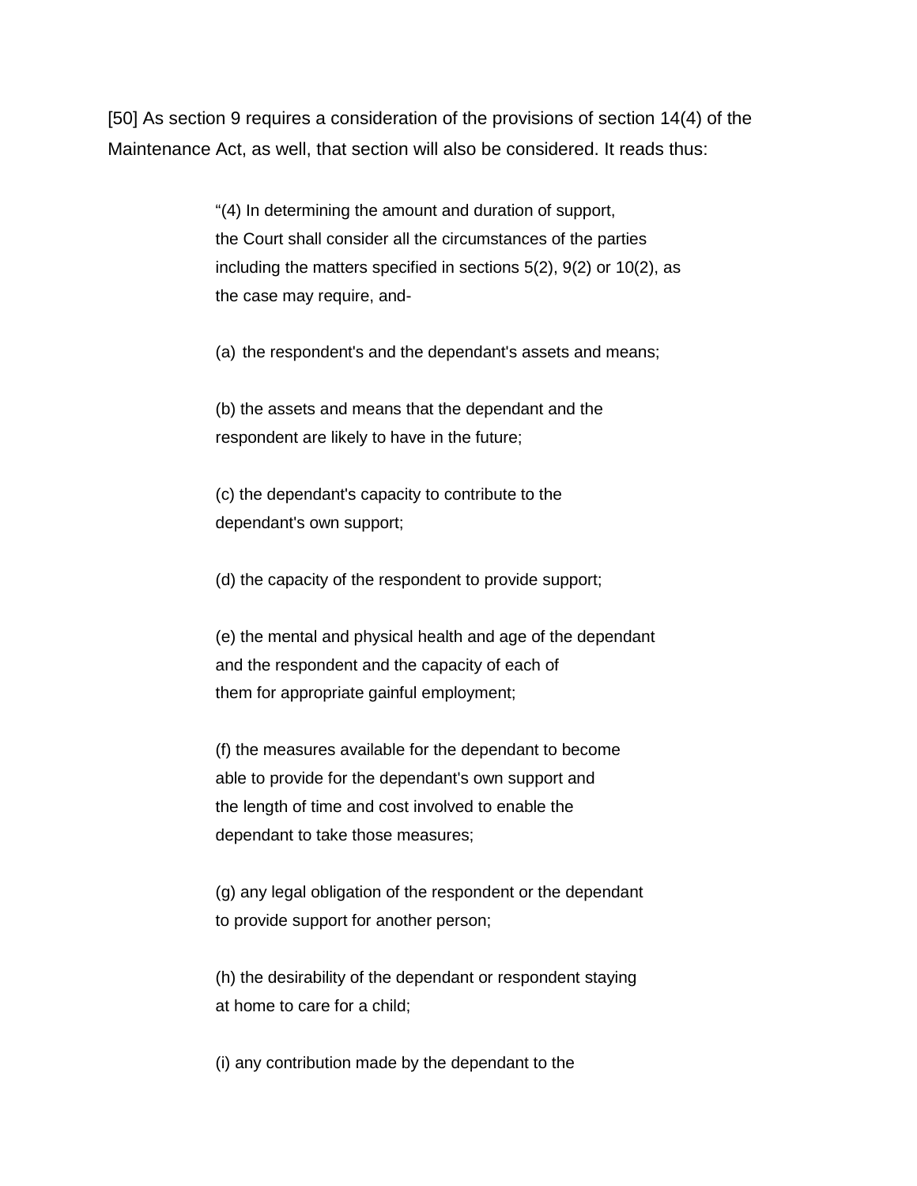[50] As section 9 requires a consideration of the provisions of section 14(4) of the Maintenance Act, as well, that section will also be considered. It reads thus:

> "(4) In determining the amount and duration of support, the Court shall consider all the circumstances of the parties including the matters specified in sections 5(2), 9(2) or 10(2), as the case may require, and-
>
> (a) the respondent's and the dependant's assets and means;
>
> (b) the assets and means that the dependant and the respondent are likely to have in the future;
>
> (c) the dependant's capacity to contribute to the dependant's own support;
>
> (d) the capacity of the respondent to provide support;
>
> (e) the mental and physical health and age of the dependant and the respondent and the capacity of each of them for appropriate gainful employment;
>
> (f) the measures available for the dependant to become able to provide for the dependant's own support and the length of time and cost involved to enable the dependant to take those measures;
>
> (g) any legal obligation of the respondent or the dependant to provide support for another person;
>
> (h) the desirability of the dependant or respondent staying at home to care for a child;
>
> (i) any contribution made by the dependant to the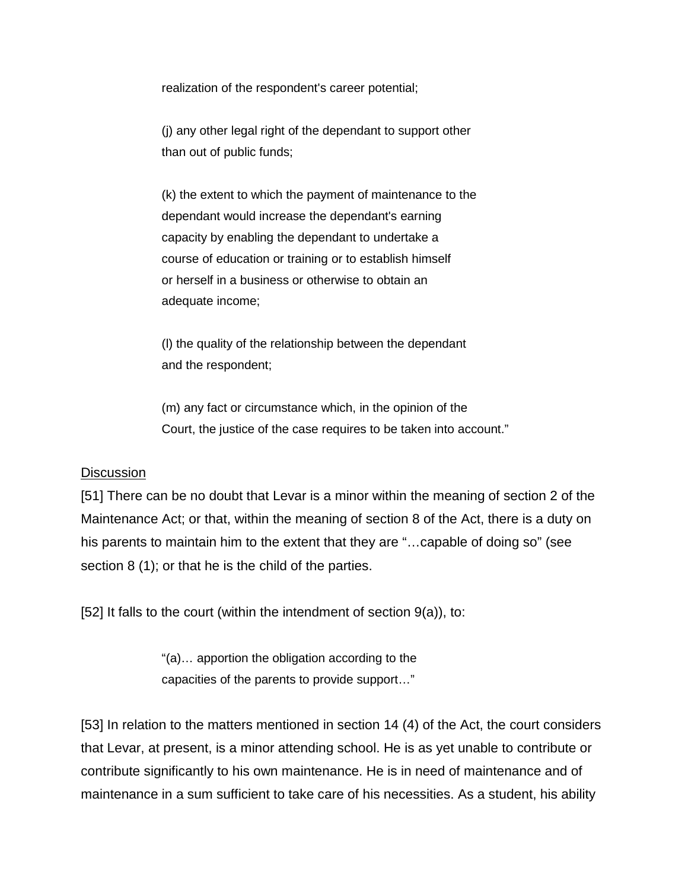> realization of the respondent's career potential;
>
> (j) any other legal right of the dependant to support other than out of public funds;
>
> (k) the extent to which the payment of maintenance to the dependant would increase the dependant's earning capacity by enabling the dependant to undertake a course of education or training or to establish himself or herself in a business or otherwise to obtain an adequate income;
>
> (l) the quality of the relationship between the dependant and the respondent;
>
> (m) any fact or circumstance which, in the opinion of the Court, the justice of the case requires to be taken into account."

<u>Discussion</u>

[51] There can be no doubt that Levar is a minor within the meaning of section 2 of the Maintenance Act; or that, within the meaning of section 8 of the Act, there is a duty on his parents to maintain him to the extent that they are "…capable of doing so" (see section 8 (1); or that he is the child of the parties.

[52] It falls to the court (within the intendment of section 9(a)), to:

> "(a)… apportion the obligation according to the capacities of the parents to provide support…"

[53] In relation to the matters mentioned in section 14 (4) of the Act, the court considers that Levar, at present, is a minor attending school. He is as yet unable to contribute or contribute significantly to his own maintenance. He is in need of maintenance and of maintenance in a sum sufficient to take care of his necessities. As a student, his ability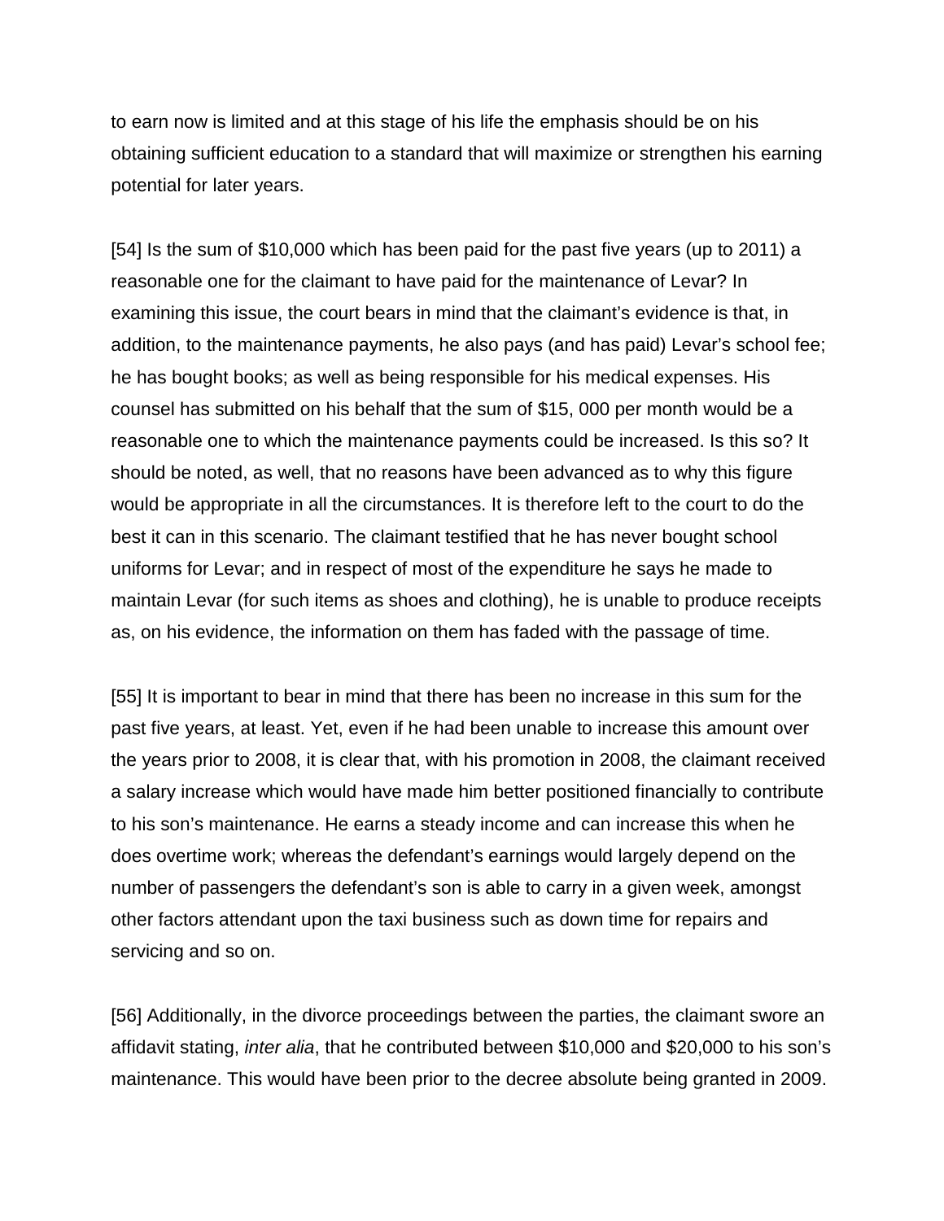to earn now is limited and at this stage of his life the emphasis should be on his obtaining sufficient education to a standard that will maximize or strengthen his earning potential for later years.

[54] Is the sum of $10,000 which has been paid for the past five years (up to 2011) a reasonable one for the claimant to have paid for the maintenance of Levar? In examining this issue, the court bears in mind that the claimant's evidence is that, in addition, to the maintenance payments, he also pays (and has paid) Levar's school fee; he has bought books; as well as being responsible for his medical expenses. His counsel has submitted on his behalf that the sum of $15, 000 per month would be a reasonable one to which the maintenance payments could be increased. Is this so? It should be noted, as well, that no reasons have been advanced as to why this figure would be appropriate in all the circumstances. It is therefore left to the court to do the best it can in this scenario. The claimant testified that he has never bought school uniforms for Levar; and in respect of most of the expenditure he says he made to maintain Levar (for such items as shoes and clothing), he is unable to produce receipts as, on his evidence, the information on them has faded with the passage of time.

[55] It is important to bear in mind that there has been no increase in this sum for the past five years, at least. Yet, even if he had been unable to increase this amount over the years prior to 2008, it is clear that, with his promotion in 2008, the claimant received a salary increase which would have made him better positioned financially to contribute to his son's maintenance. He earns a steady income and can increase this when he does overtime work; whereas the defendant's earnings would largely depend on the number of passengers the defendant's son is able to carry in a given week, amongst other factors attendant upon the taxi business such as down time for repairs and servicing and so on.

[56] Additionally, in the divorce proceedings between the parties, the claimant swore an affidavit stating, *inter alia*, that he contributed between $10,000 and $20,000 to his son's maintenance. This would have been prior to the decree absolute being granted in 2009.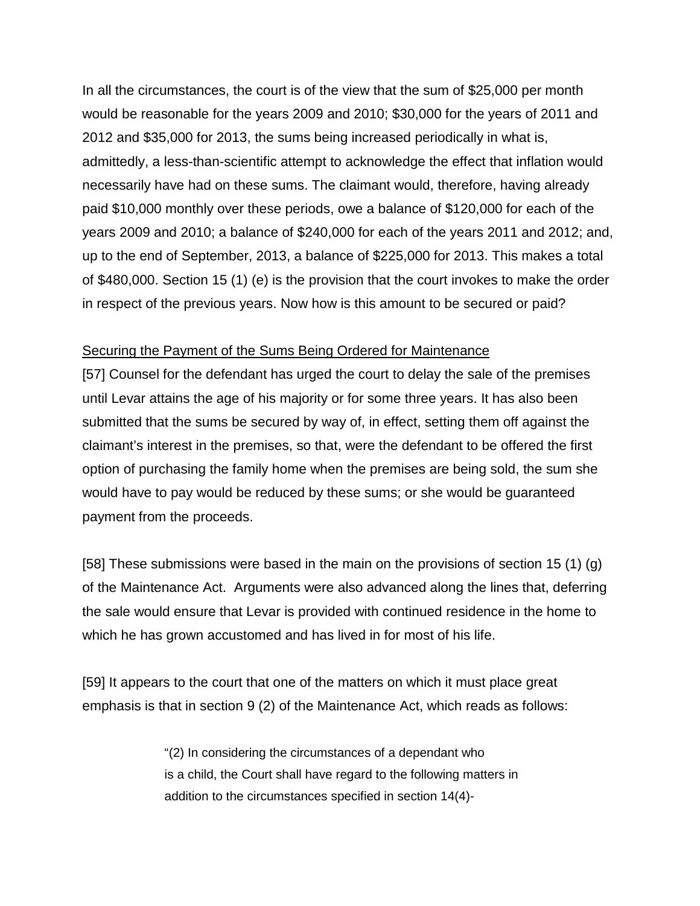In all the circumstances, the court is of the view that the sum of $25,000 per month would be reasonable for the years 2009 and 2010; $30,000 for the years of 2011 and 2012 and $35,000 for 2013, the sums being increased periodically in what is, admittedly, a less-than-scientific attempt to acknowledge the effect that inflation would necessarily have had on these sums. The claimant would, therefore, having already paid $10,000 monthly over these periods, owe a balance of $120,000 for each of the years 2009 and 2010; a balance of $240,000 for each of the years 2011 and 2012; and, up to the end of September, 2013, a balance of $225,000 for 2013. This makes a total of $480,000. Section 15 (1) (e) is the provision that the court invokes to make the order in respect of the previous years. Now how is this amount to be secured or paid?

Securing the Payment of the Sums Being Ordered for Maintenance

[57] Counsel for the defendant has urged the court to delay the sale of the premises until Levar attains the age of his majority or for some three years. It has also been submitted that the sums be secured by way of, in effect, setting them off against the claimant's interest in the premises, so that, were the defendant to be offered the first option of purchasing the family home when the premises are being sold, the sum she would have to pay would be reduced by these sums; or she would be guaranteed payment from the proceeds.

[58] These submissions were based in the main on the provisions of section 15 (1) (g) of the Maintenance Act. Arguments were also advanced along the lines that, deferring the sale would ensure that Levar is provided with continued residence in the home to which he has grown accustomed and has lived in for most of his life.

[59] It appears to the court that one of the matters on which it must place great emphasis is that in section 9 (2) of the Maintenance Act, which reads as follows:

> "(2) In considering the circumstances of a dependant who is a child, the Court shall have regard to the following matters in addition to the circumstances specified in section 14(4)-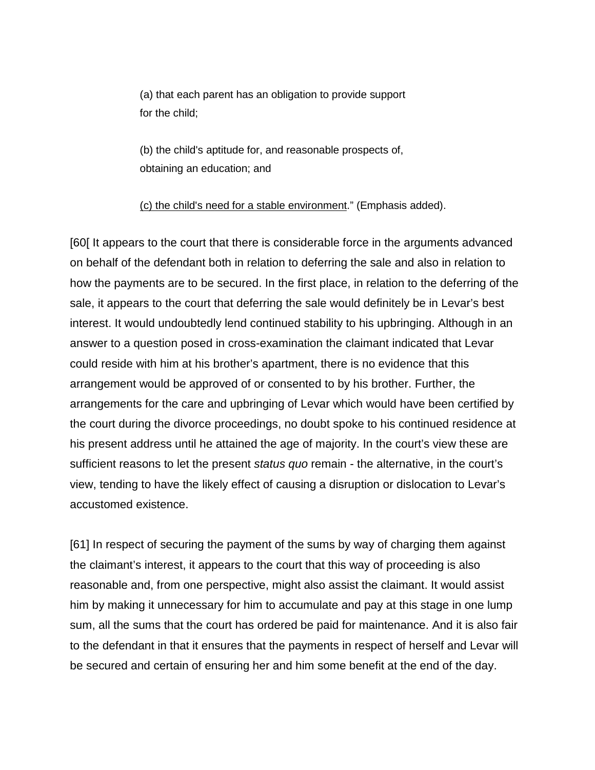> (a) that each parent has an obligation to provide support for the child;
>
> (b) the child's aptitude for, and reasonable prospects of, obtaining an education; and
>
> <u>(c) the child's need for a stable environment</u>." (Emphasis added).

[60[ It appears to the court that there is considerable force in the arguments advanced on behalf of the defendant both in relation to deferring the sale and also in relation to how the payments are to be secured. In the first place, in relation to the deferring of the sale, it appears to the court that deferring the sale would definitely be in Levar's best interest. It would undoubtedly lend continued stability to his upbringing. Although in an answer to a question posed in cross-examination the claimant indicated that Levar could reside with him at his brother's apartment, there is no evidence that this arrangement would be approved of or consented to by his brother. Further, the arrangements for the care and upbringing of Levar which would have been certified by the court during the divorce proceedings, no doubt spoke to his continued residence at his present address until he attained the age of majority. In the court's view these are sufficient reasons to let the present *status quo* remain - the alternative, in the court's view, tending to have the likely effect of causing a disruption or dislocation to Levar's accustomed existence.

[61] In respect of securing the payment of the sums by way of charging them against the claimant's interest, it appears to the court that this way of proceeding is also reasonable and, from one perspective, might also assist the claimant. It would assist him by making it unnecessary for him to accumulate and pay at this stage in one lump sum, all the sums that the court has ordered be paid for maintenance. And it is also fair to the defendant in that it ensures that the payments in respect of herself and Levar will be secured and certain of ensuring her and him some benefit at the end of the day.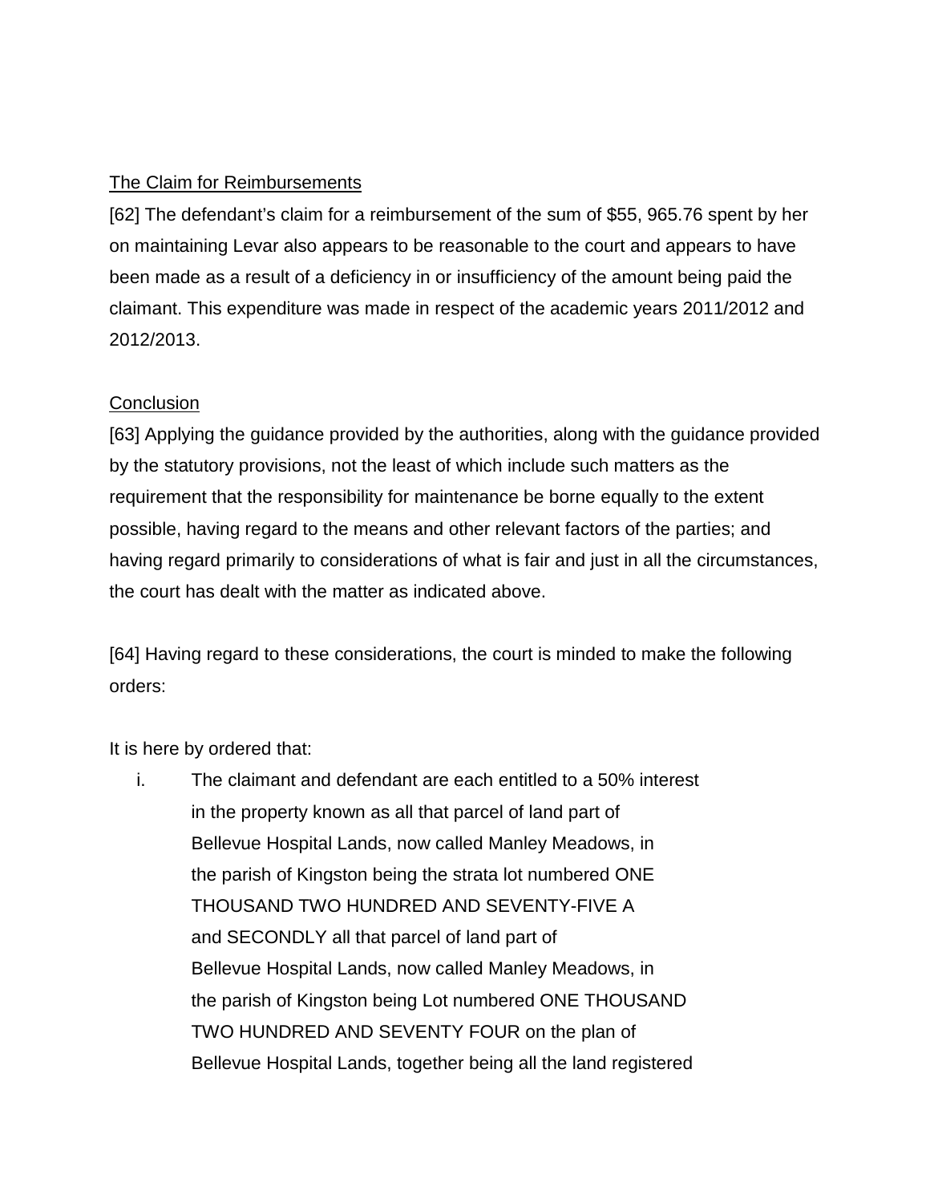The Claim for Reimbursements

[62] The defendant's claim for a reimbursement of the sum of $55, 965.76 spent by her on maintaining Levar also appears to be reasonable to the court and appears to have been made as a result of a deficiency in or insufficiency of the amount being paid the claimant. This expenditure was made in respect of the academic years 2011/2012 and 2012/2013.

Conclusion

[63] Applying the guidance provided by the authorities, along with the guidance provided by the statutory provisions, not the least of which include such matters as the requirement that the responsibility for maintenance be borne equally to the extent possible, having regard to the means and other relevant factors of the parties; and having regard primarily to considerations of what is fair and just in all the circumstances, the court has dealt with the matter as indicated above.

[64] Having regard to these considerations, the court is minded to make the following orders:

It is here by ordered that:

i. The claimant and defendant are each entitled to a 50% interest in the property known as all that parcel of land part of Bellevue Hospital Lands, now called Manley Meadows, in the parish of Kingston being the strata lot numbered ONE THOUSAND TWO HUNDRED AND SEVENTY-FIVE A and SECONDLY all that parcel of land part of Bellevue Hospital Lands, now called Manley Meadows, in the parish of Kingston being Lot numbered ONE THOUSAND TWO HUNDRED AND SEVENTY FOUR on the plan of Bellevue Hospital Lands, together being all the land registered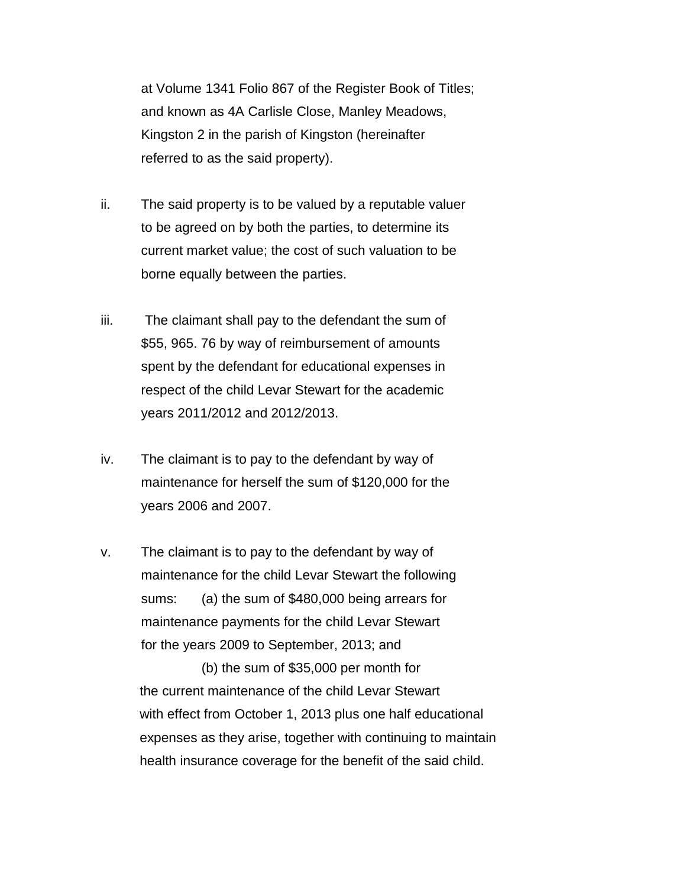at Volume 1341 Folio 867 of the Register Book of Titles; and known as 4A Carlisle Close, Manley Meadows, Kingston 2 in the parish of Kingston (hereinafter referred to as the said property).

ii. The said property is to be valued by a reputable valuer to be agreed on by both the parties, to determine its current market value; the cost of such valuation to be borne equally between the parties.

iii. The claimant shall pay to the defendant the sum of $55, 965. 76 by way of reimbursement of amounts spent by the defendant for educational expenses in respect of the child Levar Stewart for the academic years 2011/2012 and 2012/2013.

iv. The claimant is to pay to the defendant by way of maintenance for herself the sum of $120,000 for the years 2006 and 2007.

v. The claimant is to pay to the defendant by way of maintenance for the child Levar Stewart the following sums: (a) the sum of $480,000 being arrears for maintenance payments for the child Levar Stewart for the years 2009 to September, 2013; and

(b) the sum of $35,000 per month for the current maintenance of the child Levar Stewart with effect from October 1, 2013 plus one half educational expenses as they arise, together with continuing to maintain health insurance coverage for the benefit of the said child.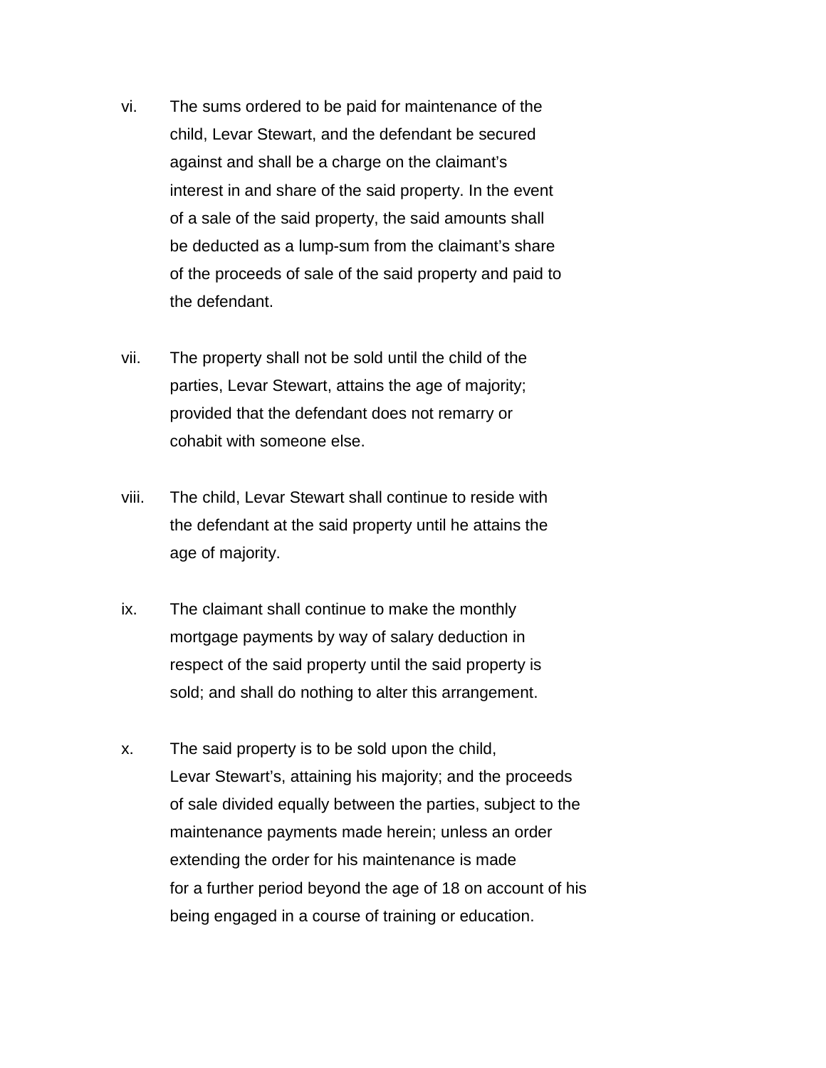vi. The sums ordered to be paid for maintenance of the child, Levar Stewart, and the defendant be secured against and shall be a charge on the claimant's interest in and share of the said property. In the event of a sale of the said property, the said amounts shall be deducted as a lump-sum from the claimant's share of the proceeds of sale of the said property and paid to the defendant.

vii. The property shall not be sold until the child of the parties, Levar Stewart, attains the age of majority; provided that the defendant does not remarry or cohabit with someone else.

viii. The child, Levar Stewart shall continue to reside with the defendant at the said property until he attains the age of majority.

ix. The claimant shall continue to make the monthly mortgage payments by way of salary deduction in respect of the said property until the said property is sold; and shall do nothing to alter this arrangement.

x. The said property is to be sold upon the child, Levar Stewart's, attaining his majority; and the proceeds of sale divided equally between the parties, subject to the maintenance payments made herein; unless an order extending the order for his maintenance is made for a further period beyond the age of 18 on account of his being engaged in a course of training or education.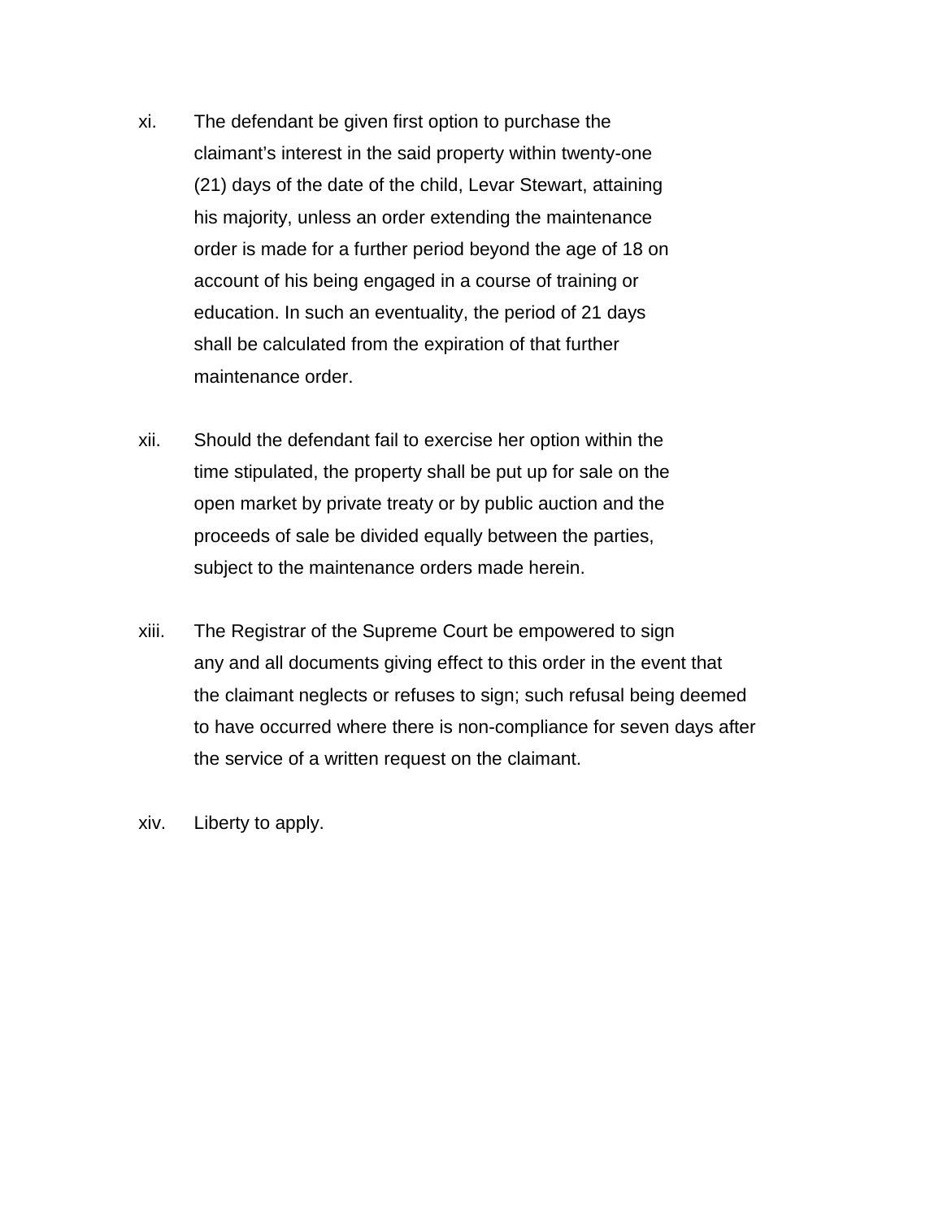xi. The defendant be given first option to purchase the claimant's interest in the said property within twenty-one (21) days of the date of the child, Levar Stewart, attaining his majority, unless an order extending the maintenance order is made for a further period beyond the age of 18 on account of his being engaged in a course of training or education. In such an eventuality, the period of 21 days shall be calculated from the expiration of that further maintenance order.

xii. Should the defendant fail to exercise her option within the time stipulated, the property shall be put up for sale on the open market by private treaty or by public auction and the proceeds of sale be divided equally between the parties, subject to the maintenance orders made herein.

xiii. The Registrar of the Supreme Court be empowered to sign any and all documents giving effect to this order in the event that the claimant neglects or refuses to sign; such refusal being deemed to have occurred where there is non-compliance for seven days after the service of a written request on the claimant.

xiv. Liberty to apply.